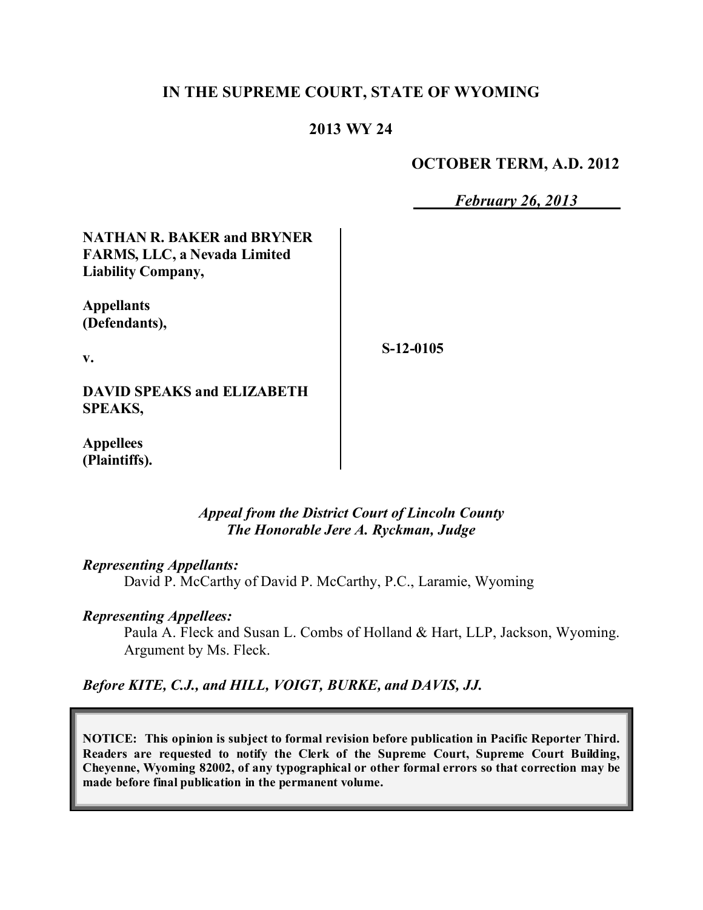# IN THE SUPREME COURT, STATE OF WYOMING

## 2013 WY 24

**OCTOBER TERM, A.D. 2012**

*February 26, 2013*

**NATHAN R. BAKER and BRYNER FARMS, LLC, a Nevada Limited Liability Company,**

**Appellants (Defendants),**

**v.**

**DAVID SPEAKS and ELIZABETH SPEAKS,**

**Appellees (Plaintiffs).**

**S-12-0105**

*Appeal from the District Court of Lincoln County*
*The Honorable Jere A. Ryckman, Judge*

*Representing Appellants:*
David P. McCarthy of David P. McCarthy, P.C., Laramie, Wyoming

*Representing Appellees:*
Paula A. Fleck and Susan L. Combs of Holland & Hart, LLP, Jackson, Wyoming. Argument by Ms. Fleck.

*Before KITE, C.J., and HILL, VOIGT, BURKE, and DAVIS, JJ.*

**NOTICE: This opinion is subject to formal revision before publication in Pacific Reporter Third. Readers are requested to notify the Clerk of the Supreme Court, Supreme Court Building, Cheyenne, Wyoming 82002, of any typographical or other formal errors so that correction may be made before final publication in the permanent volume.**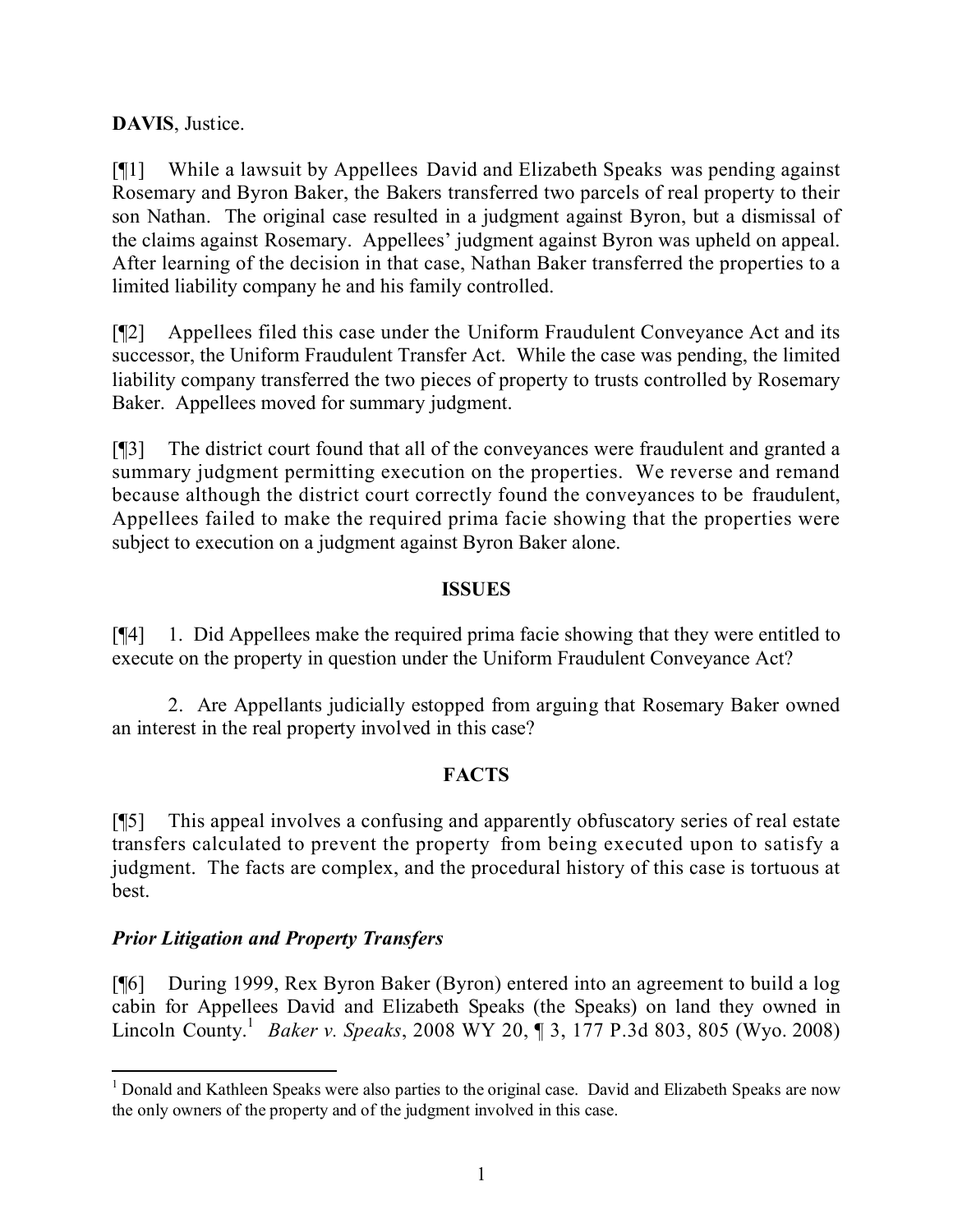**DAVIS**, Justice.

[¶1] While a lawsuit by Appellees David and Elizabeth Speaks was pending against Rosemary and Byron Baker, the Bakers transferred two parcels of real property to their son Nathan. The original case resulted in a judgment against Byron, but a dismissal of the claims against Rosemary. Appellees' judgment against Byron was upheld on appeal. After learning of the decision in that case, Nathan Baker transferred the properties to a limited liability company he and his family controlled.

[¶2] Appellees filed this case under the Uniform Fraudulent Conveyance Act and its successor, the Uniform Fraudulent Transfer Act. While the case was pending, the limited liability company transferred the two pieces of property to trusts controlled by Rosemary Baker. Appellees moved for summary judgment.

[¶3] The district court found that all of the conveyances were fraudulent and granted a summary judgment permitting execution on the properties. We reverse and remand because although the district court correctly found the conveyances to be fraudulent, Appellees failed to make the required prima facie showing that the properties were subject to execution on a judgment against Byron Baker alone.

## ISSUES

[¶4] 1. Did Appellees make the required prima facie showing that they were entitled to execute on the property in question under the Uniform Fraudulent Conveyance Act?

2. Are Appellants judicially estopped from arguing that Rosemary Baker owned an interest in the real property involved in this case?

## FACTS

[¶5] This appeal involves a confusing and apparently obfuscatory series of real estate transfers calculated to prevent the property from being executed upon to satisfy a judgment. The facts are complex, and the procedural history of this case is tortuous at best.

### *Prior Litigation and Property Transfers*

[¶6] During 1999, Rex Byron Baker (Byron) entered into an agreement to build a log cabin for Appellees David and Elizabeth Speaks (the Speaks) on land they owned in Lincoln County.[1] *Baker v. Speaks*, 2008 WY 20, ¶ 3, 177 P.3d 803, 805 (Wyo. 2008)

---

[1] Donald and Kathleen Speaks were also parties to the original case. David and Elizabeth Speaks are now the only owners of the property and of the judgment involved in this case.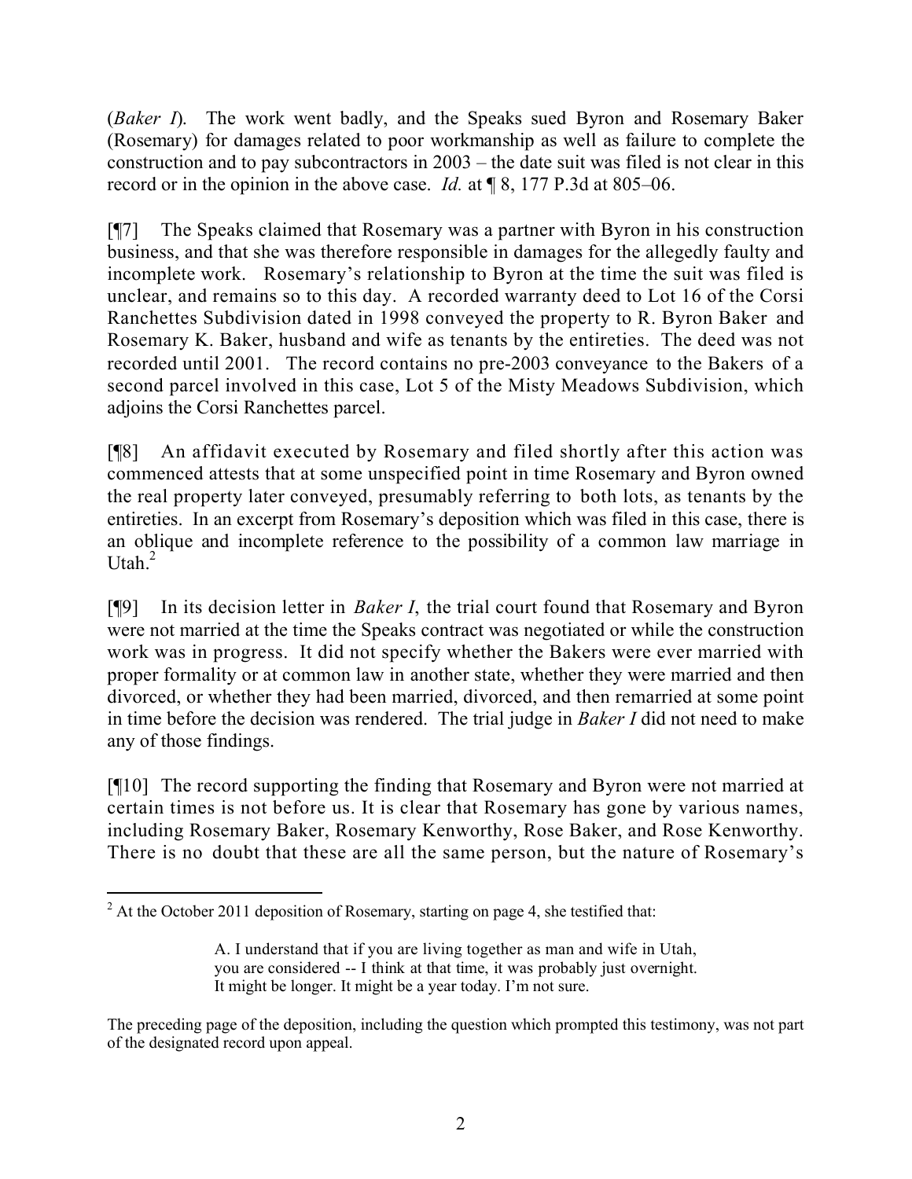(*Baker I*). The work went badly, and the Speaks sued Byron and Rosemary Baker (Rosemary) for damages related to poor workmanship as well as failure to complete the construction and to pay subcontractors in 2003 – the date suit was filed is not clear in this record or in the opinion in the above case. *Id.* at ¶ 8, 177 P.3d at 805–06.

[¶7] The Speaks claimed that Rosemary was a partner with Byron in his construction business, and that she was therefore responsible in damages for the allegedly faulty and incomplete work. Rosemary's relationship to Byron at the time the suit was filed is unclear, and remains so to this day. A recorded warranty deed to Lot 16 of the Corsi Ranchettes Subdivision dated in 1998 conveyed the property to R. Byron Baker and Rosemary K. Baker, husband and wife as tenants by the entireties. The deed was not recorded until 2001. The record contains no pre-2003 conveyance to the Bakers of a second parcel involved in this case, Lot 5 of the Misty Meadows Subdivision, which adjoins the Corsi Ranchettes parcel.

[¶8] An affidavit executed by Rosemary and filed shortly after this action was commenced attests that at some unspecified point in time Rosemary and Byron owned the real property later conveyed, presumably referring to both lots, as tenants by the entireties. In an excerpt from Rosemary's deposition which was filed in this case, there is an oblique and incomplete reference to the possibility of a common law marriage in Utah.[2]

[¶9] In its decision letter in *Baker I*, the trial court found that Rosemary and Byron were not married at the time the Speaks contract was negotiated or while the construction work was in progress. It did not specify whether the Bakers were ever married with proper formality or at common law in another state, whether they were married and then divorced, or whether they had been married, divorced, and then remarried at some point in time before the decision was rendered. The trial judge in *Baker I* did not need to make any of those findings.

[¶10] The record supporting the finding that Rosemary and Byron were not married at certain times is not before us. It is clear that Rosemary has gone by various names, including Rosemary Baker, Rosemary Kenworthy, Rose Baker, and Rose Kenworthy. There is no doubt that these are all the same person, but the nature of Rosemary's

---

[2] At the October 2011 deposition of Rosemary, starting on page 4, she testified that:

> A. I understand that if you are living together as man and wife in Utah, you are considered -- I think at that time, it was probably just overnight. It might be longer. It might be a year today. I'm not sure.

The preceding page of the deposition, including the question which prompted this testimony, was not part of the designated record upon appeal.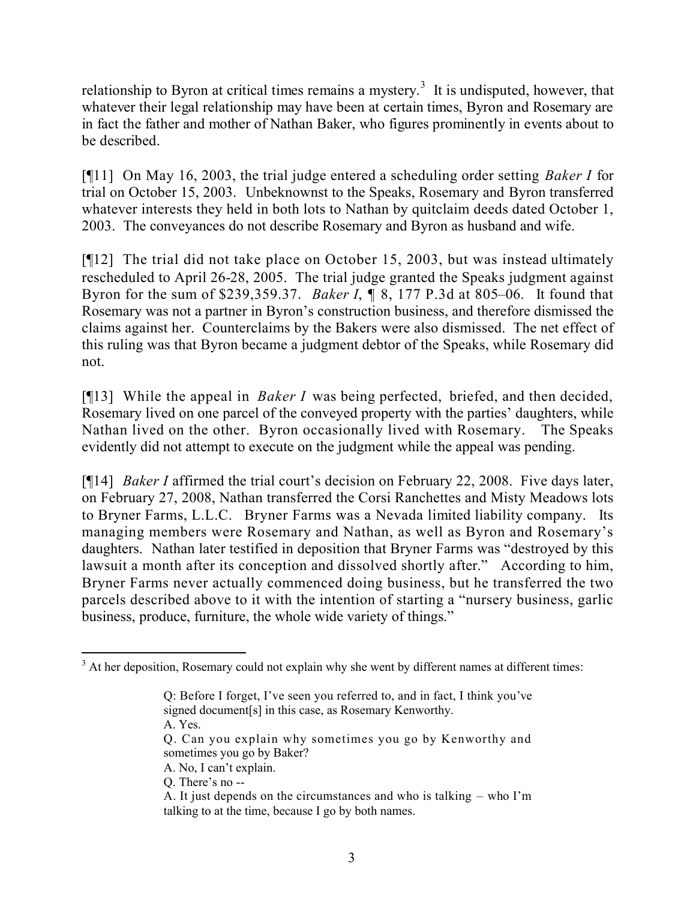relationship to Byron at critical times remains a mystery.[3] It is undisputed, however, that whatever their legal relationship may have been at certain times, Byron and Rosemary are in fact the father and mother of Nathan Baker, who figures prominently in events about to be described.

[¶11] On May 16, 2003, the trial judge entered a scheduling order setting *Baker I* for trial on October 15, 2003. Unbeknownst to the Speaks, Rosemary and Byron transferred whatever interests they held in both lots to Nathan by quitclaim deeds dated October 1, 2003. The conveyances do not describe Rosemary and Byron as husband and wife.

[¶12] The trial did not take place on October 15, 2003, but was instead ultimately rescheduled to April 26-28, 2005. The trial judge granted the Speaks judgment against Byron for the sum of $239,359.37. *Baker I*, ¶ 8, 177 P.3d at 805–06. It found that Rosemary was not a partner in Byron's construction business, and therefore dismissed the claims against her. Counterclaims by the Bakers were also dismissed. The net effect of this ruling was that Byron became a judgment debtor of the Speaks, while Rosemary did not.

[¶13] While the appeal in *Baker I* was being perfected, briefed, and then decided, Rosemary lived on one parcel of the conveyed property with the parties' daughters, while Nathan lived on the other. Byron occasionally lived with Rosemary. The Speaks evidently did not attempt to execute on the judgment while the appeal was pending.

[¶14] *Baker I* affirmed the trial court's decision on February 22, 2008. Five days later, on February 27, 2008, Nathan transferred the Corsi Ranchettes and Misty Meadows lots to Bryner Farms, L.L.C. Bryner Farms was a Nevada limited liability company. Its managing members were Rosemary and Nathan, as well as Byron and Rosemary's daughters. Nathan later testified in deposition that Bryner Farms was "destroyed by this lawsuit a month after its conception and dissolved shortly after." According to him, Bryner Farms never actually commenced doing business, but he transferred the two parcels described above to it with the intention of starting a "nursery business, garlic business, produce, furniture, the whole wide variety of things."

---

[3] At her deposition, Rosemary could not explain why she went by different names at different times:

> Q: Before I forget, I've seen you referred to, and in fact, I think you've signed document[s] in this case, as Rosemary Kenworthy.
> A. Yes.
> Q. Can you explain why sometimes you go by Kenworthy and sometimes you go by Baker?
> A. No, I can't explain.
> Q. There's no --
> A. It just depends on the circumstances and who is talking – who I'm talking to at the time, because I go by both names.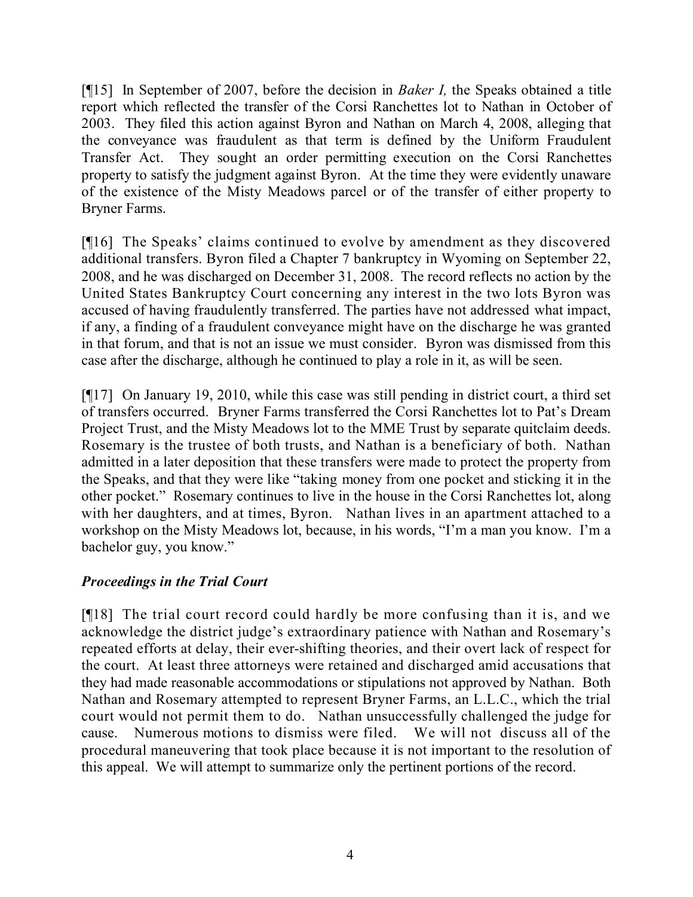[¶15] In September of 2007, before the decision in *Baker I,* the Speaks obtained a title report which reflected the transfer of the Corsi Ranchettes lot to Nathan in October of 2003. They filed this action against Byron and Nathan on March 4, 2008, alleging that the conveyance was fraudulent as that term is defined by the Uniform Fraudulent Transfer Act. They sought an order permitting execution on the Corsi Ranchettes property to satisfy the judgment against Byron. At the time they were evidently unaware of the existence of the Misty Meadows parcel or of the transfer of either property to Bryner Farms.

[¶16] The Speaks' claims continued to evolve by amendment as they discovered additional transfers. Byron filed a Chapter 7 bankruptcy in Wyoming on September 22, 2008, and he was discharged on December 31, 2008. The record reflects no action by the United States Bankruptcy Court concerning any interest in the two lots Byron was accused of having fraudulently transferred. The parties have not addressed what impact, if any, a finding of a fraudulent conveyance might have on the discharge he was granted in that forum, and that is not an issue we must consider. Byron was dismissed from this case after the discharge, although he continued to play a role in it, as will be seen.

[¶17] On January 19, 2010, while this case was still pending in district court, a third set of transfers occurred. Bryner Farms transferred the Corsi Ranchettes lot to Pat's Dream Project Trust, and the Misty Meadows lot to the MME Trust by separate quitclaim deeds. Rosemary is the trustee of both trusts, and Nathan is a beneficiary of both. Nathan admitted in a later deposition that these transfers were made to protect the property from the Speaks, and that they were like "taking money from one pocket and sticking it in the other pocket." Rosemary continues to live in the house in the Corsi Ranchettes lot, along with her daughters, and at times, Byron. Nathan lives in an apartment attached to a workshop on the Misty Meadows lot, because, in his words, "I'm a man you know. I'm a bachelor guy, you know."

### *Proceedings in the Trial Court*

[¶18] The trial court record could hardly be more confusing than it is, and we acknowledge the district judge's extraordinary patience with Nathan and Rosemary's repeated efforts at delay, their ever-shifting theories, and their overt lack of respect for the court. At least three attorneys were retained and discharged amid accusations that they had made reasonable accommodations or stipulations not approved by Nathan. Both Nathan and Rosemary attempted to represent Bryner Farms, an L.L.C., which the trial court would not permit them to do. Nathan unsuccessfully challenged the judge for cause. Numerous motions to dismiss were filed. We will not discuss all of the procedural maneuvering that took place because it is not important to the resolution of this appeal. We will attempt to summarize only the pertinent portions of the record.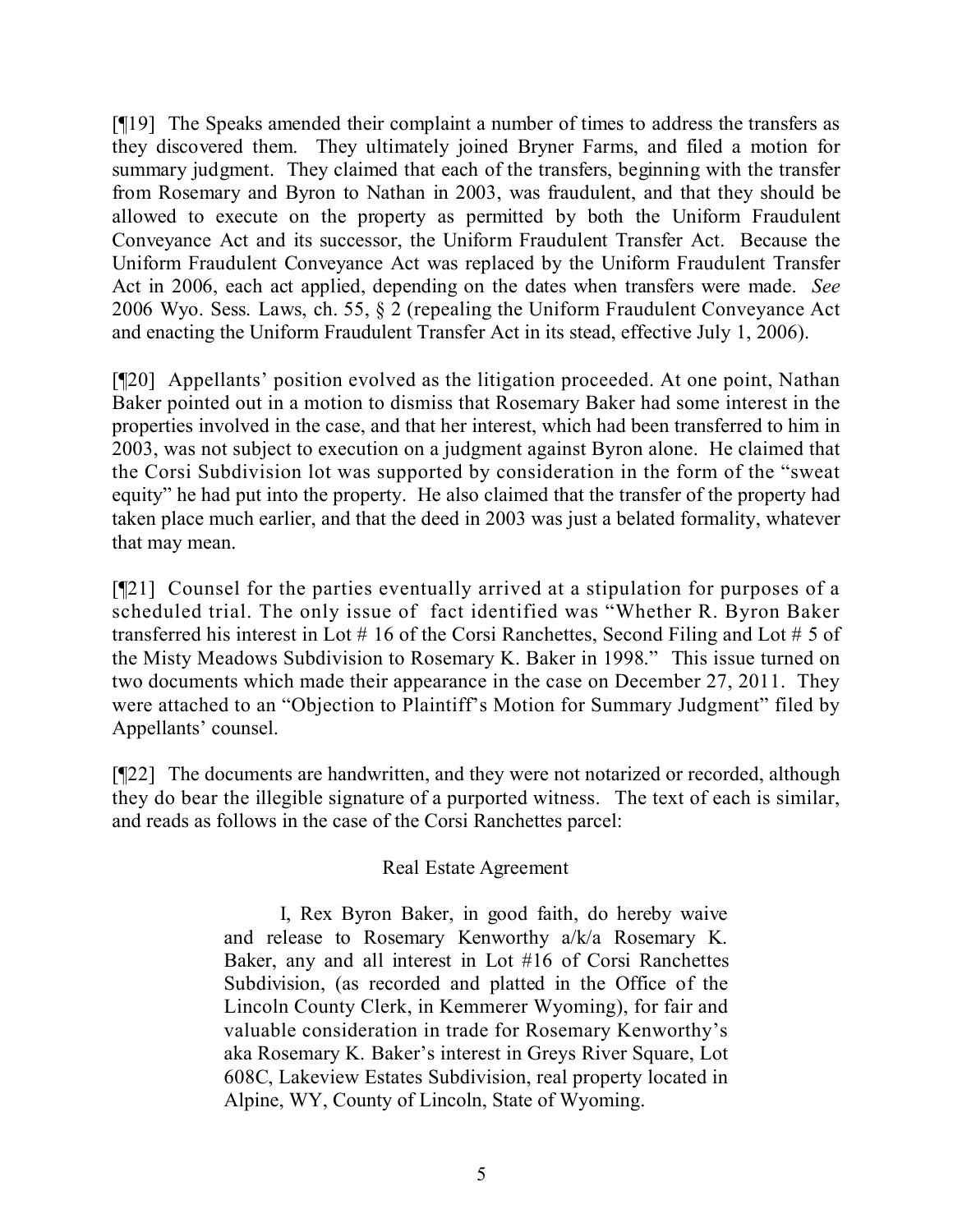[¶19] The Speaks amended their complaint a number of times to address the transfers as they discovered them. They ultimately joined Bryner Farms, and filed a motion for summary judgment. They claimed that each of the transfers, beginning with the transfer from Rosemary and Byron to Nathan in 2003, was fraudulent, and that they should be allowed to execute on the property as permitted by both the Uniform Fraudulent Conveyance Act and its successor, the Uniform Fraudulent Transfer Act. Because the Uniform Fraudulent Conveyance Act was replaced by the Uniform Fraudulent Transfer Act in 2006, each act applied, depending on the dates when transfers were made. *See* 2006 Wyo. Sess. Laws, ch. 55, § 2 (repealing the Uniform Fraudulent Conveyance Act and enacting the Uniform Fraudulent Transfer Act in its stead, effective July 1, 2006).

[¶20] Appellants' position evolved as the litigation proceeded. At one point, Nathan Baker pointed out in a motion to dismiss that Rosemary Baker had some interest in the properties involved in the case, and that her interest, which had been transferred to him in 2003, was not subject to execution on a judgment against Byron alone. He claimed that the Corsi Subdivision lot was supported by consideration in the form of the "sweat equity" he had put into the property. He also claimed that the transfer of the property had taken place much earlier, and that the deed in 2003 was just a belated formality, whatever that may mean.

[¶21] Counsel for the parties eventually arrived at a stipulation for purposes of a scheduled trial. The only issue of fact identified was "Whether R. Byron Baker transferred his interest in Lot # 16 of the Corsi Ranchettes, Second Filing and Lot # 5 of the Misty Meadows Subdivision to Rosemary K. Baker in 1998." This issue turned on two documents which made their appearance in the case on December 27, 2011. They were attached to an "Objection to Plaintiff's Motion for Summary Judgment" filed by Appellants' counsel.

[¶22] The documents are handwritten, and they were not notarized or recorded, although they do bear the illegible signature of a purported witness. The text of each is similar, and reads as follows in the case of the Corsi Ranchettes parcel:

> Real Estate Agreement
>
> I, Rex Byron Baker, in good faith, do hereby waive and release to Rosemary Kenworthy a/k/a Rosemary K. Baker, any and all interest in Lot #16 of Corsi Ranchettes Subdivision, (as recorded and platted in the Office of the Lincoln County Clerk, in Kemmerer Wyoming), for fair and valuable consideration in trade for Rosemary Kenworthy's aka Rosemary K. Baker's interest in Greys River Square, Lot 608C, Lakeview Estates Subdivision, real property located in Alpine, WY, County of Lincoln, State of Wyoming.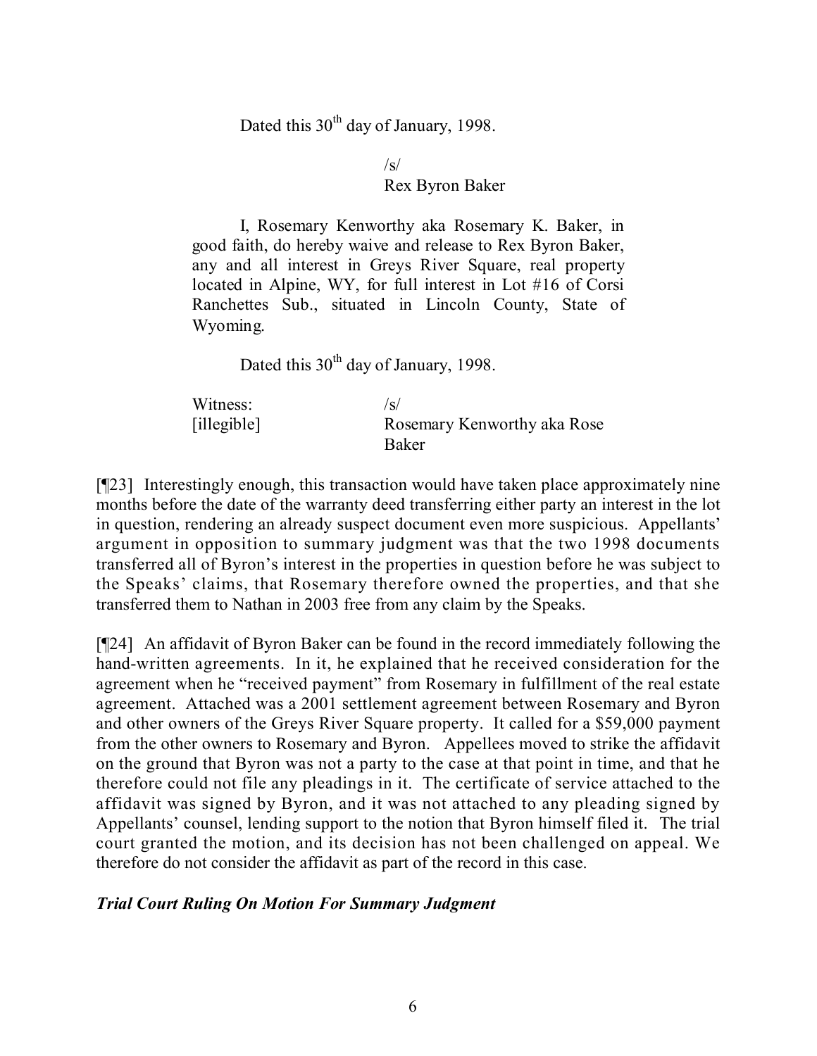Dated this 30th day of January, 1998.

/s/
Rex Byron Baker

I, Rosemary Kenworthy aka Rosemary K. Baker, in good faith, do hereby waive and release to Rex Byron Baker, any and all interest in Greys River Square, real property located in Alpine, WY, for full interest in Lot #16 of Corsi Ranchettes Sub., situated in Lincoln County, State of Wyoming.

Dated this 30th day of January, 1998.

Witness: /s/
[illegible] Rosemary Kenworthy aka Rose Baker

[¶23] Interestingly enough, this transaction would have taken place approximately nine months before the date of the warranty deed transferring either party an interest in the lot in question, rendering an already suspect document even more suspicious. Appellants' argument in opposition to summary judgment was that the two 1998 documents transferred all of Byron's interest in the properties in question before he was subject to the Speaks' claims, that Rosemary therefore owned the properties, and that she transferred them to Nathan in 2003 free from any claim by the Speaks.

[¶24] An affidavit of Byron Baker can be found in the record immediately following the hand-written agreements. In it, he explained that he received consideration for the agreement when he "received payment" from Rosemary in fulfillment of the real estate agreement. Attached was a 2001 settlement agreement between Rosemary and Byron and other owners of the Greys River Square property. It called for a $59,000 payment from the other owners to Rosemary and Byron. Appellees moved to strike the affidavit on the ground that Byron was not a party to the case at that point in time, and that he therefore could not file any pleadings in it. The certificate of service attached to the affidavit was signed by Byron, and it was not attached to any pleading signed by Appellants' counsel, lending support to the notion that Byron himself filed it. The trial court granted the motion, and its decision has not been challenged on appeal. We therefore do not consider the affidavit as part of the record in this case.

***Trial Court Ruling On Motion For Summary Judgment***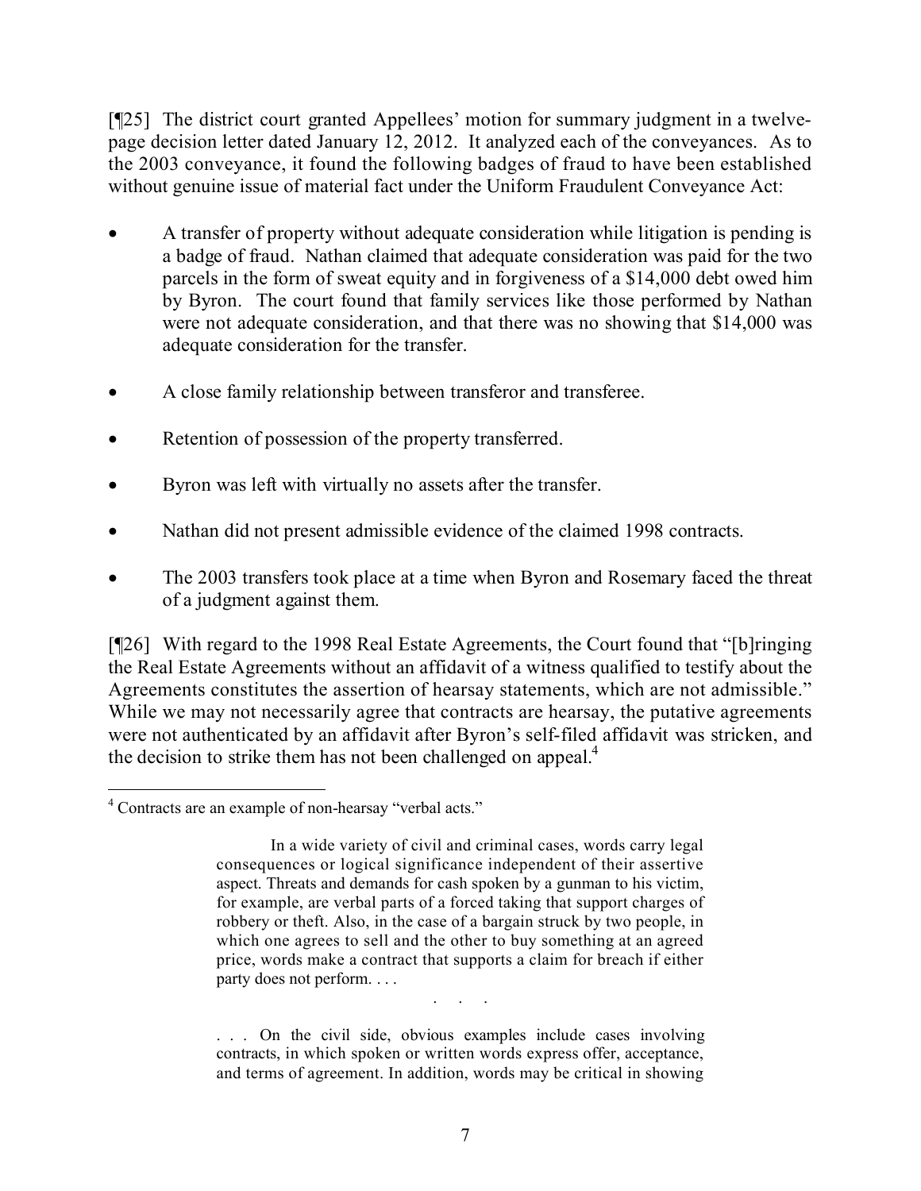[¶25] The district court granted Appellees' motion for summary judgment in a twelve-page decision letter dated January 12, 2012. It analyzed each of the conveyances. As to the 2003 conveyance, it found the following badges of fraud to have been established without genuine issue of material fact under the Uniform Fraudulent Conveyance Act:

- A transfer of property without adequate consideration while litigation is pending is a badge of fraud. Nathan claimed that adequate consideration was paid for the two parcels in the form of sweat equity and in forgiveness of a $14,000 debt owed him by Byron. The court found that family services like those performed by Nathan were not adequate consideration, and that there was no showing that $14,000 was adequate consideration for the transfer.
- A close family relationship between transferor and transferee.
- Retention of possession of the property transferred.
- Byron was left with virtually no assets after the transfer.
- Nathan did not present admissible evidence of the claimed 1998 contracts.
- The 2003 transfers took place at a time when Byron and Rosemary faced the threat of a judgment against them.

[¶26] With regard to the 1998 Real Estate Agreements, the Court found that "[b]ringing the Real Estate Agreements without an affidavit of a witness qualified to testify about the Agreements constitutes the assertion of hearsay statements, which are not admissible." While we may not necessarily agree that contracts are hearsay, the putative agreements were not authenticated by an affidavit after Byron's self-filed affidavit was stricken, and the decision to strike them has not been challenged on appeal.[4]

---

[4] Contracts are an example of non-hearsay "verbal acts."

> In a wide variety of civil and criminal cases, words carry legal consequences or logical significance independent of their assertive aspect. Threats and demands for cash spoken by a gunman to his victim, for example, are verbal parts of a forced taking that support charges of robbery or theft. Also, in the case of a bargain struck by two people, in which one agrees to sell and the other to buy something at an agreed price, words make a contract that supports a claim for breach if either party does not perform. . . .
>
> . . .
>
> . . . On the civil side, obvious examples include cases involving contracts, in which spoken or written words express offer, acceptance, and terms of agreement. In addition, words may be critical in showing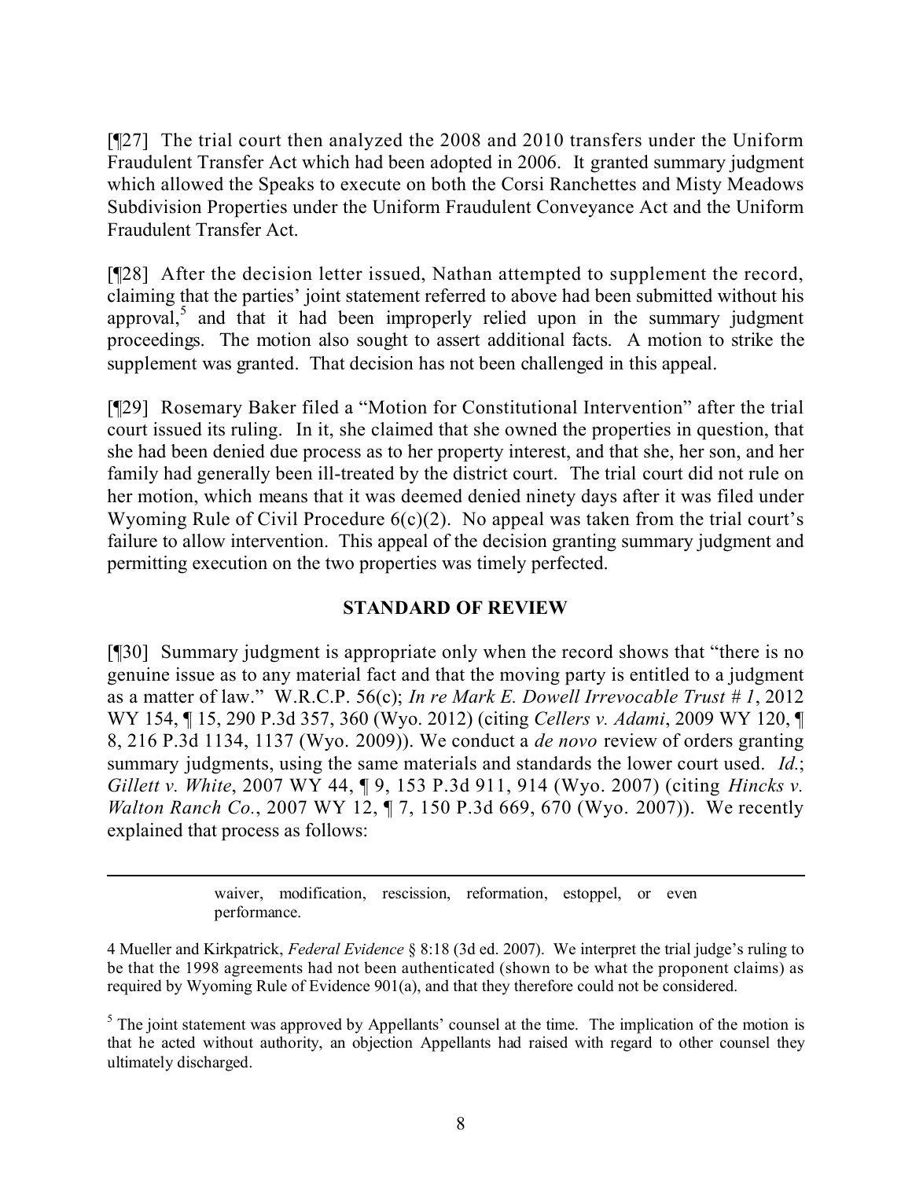[¶27] The trial court then analyzed the 2008 and 2010 transfers under the Uniform Fraudulent Transfer Act which had been adopted in 2006. It granted summary judgment which allowed the Speaks to execute on both the Corsi Ranchettes and Misty Meadows Subdivision Properties under the Uniform Fraudulent Conveyance Act and the Uniform Fraudulent Transfer Act.

[¶28] After the decision letter issued, Nathan attempted to supplement the record, claiming that the parties' joint statement referred to above had been submitted without his approval,[5] and that it had been improperly relied upon in the summary judgment proceedings. The motion also sought to assert additional facts. A motion to strike the supplement was granted. That decision has not been challenged in this appeal.

[¶29] Rosemary Baker filed a "Motion for Constitutional Intervention" after the trial court issued its ruling. In it, she claimed that she owned the properties in question, that she had been denied due process as to her property interest, and that she, her son, and her family had generally been ill-treated by the district court. The trial court did not rule on her motion, which means that it was deemed denied ninety days after it was filed under Wyoming Rule of Civil Procedure 6(c)(2). No appeal was taken from the trial court's failure to allow intervention. This appeal of the decision granting summary judgment and permitting execution on the two properties was timely perfected.

## STANDARD OF REVIEW

[¶30] Summary judgment is appropriate only when the record shows that "there is no genuine issue as to any material fact and that the moving party is entitled to a judgment as a matter of law." W.R.C.P. 56(c); *In re Mark E. Dowell Irrevocable Trust # 1*, 2012 WY 154, ¶ 15, 290 P.3d 357, 360 (Wyo. 2012) (citing *Cellers v. Adami*, 2009 WY 120, ¶ 8, 216 P.3d 1134, 1137 (Wyo. 2009)). We conduct a *de novo* review of orders granting summary judgments, using the same materials and standards the lower court used. *Id.*; *Gillett v. White*, 2007 WY 44, ¶ 9, 153 P.3d 911, 914 (Wyo. 2007) (citing *Hincks v. Walton Ranch Co.*, 2007 WY 12, ¶ 7, 150 P.3d 669, 670 (Wyo. 2007)). We recently explained that process as follows:

---

> waiver, modification, rescission, reformation, estoppel, or even performance.

4 Mueller and Kirkpatrick, *Federal Evidence* § 8:18 (3d ed. 2007). We interpret the trial judge's ruling to be that the 1998 agreements had not been authenticated (shown to be what the proponent claims) as required by Wyoming Rule of Evidence 901(a), and that they therefore could not be considered.

[5] The joint statement was approved by Appellants' counsel at the time. The implication of the motion is that he acted without authority, an objection Appellants had raised with regard to other counsel they ultimately discharged.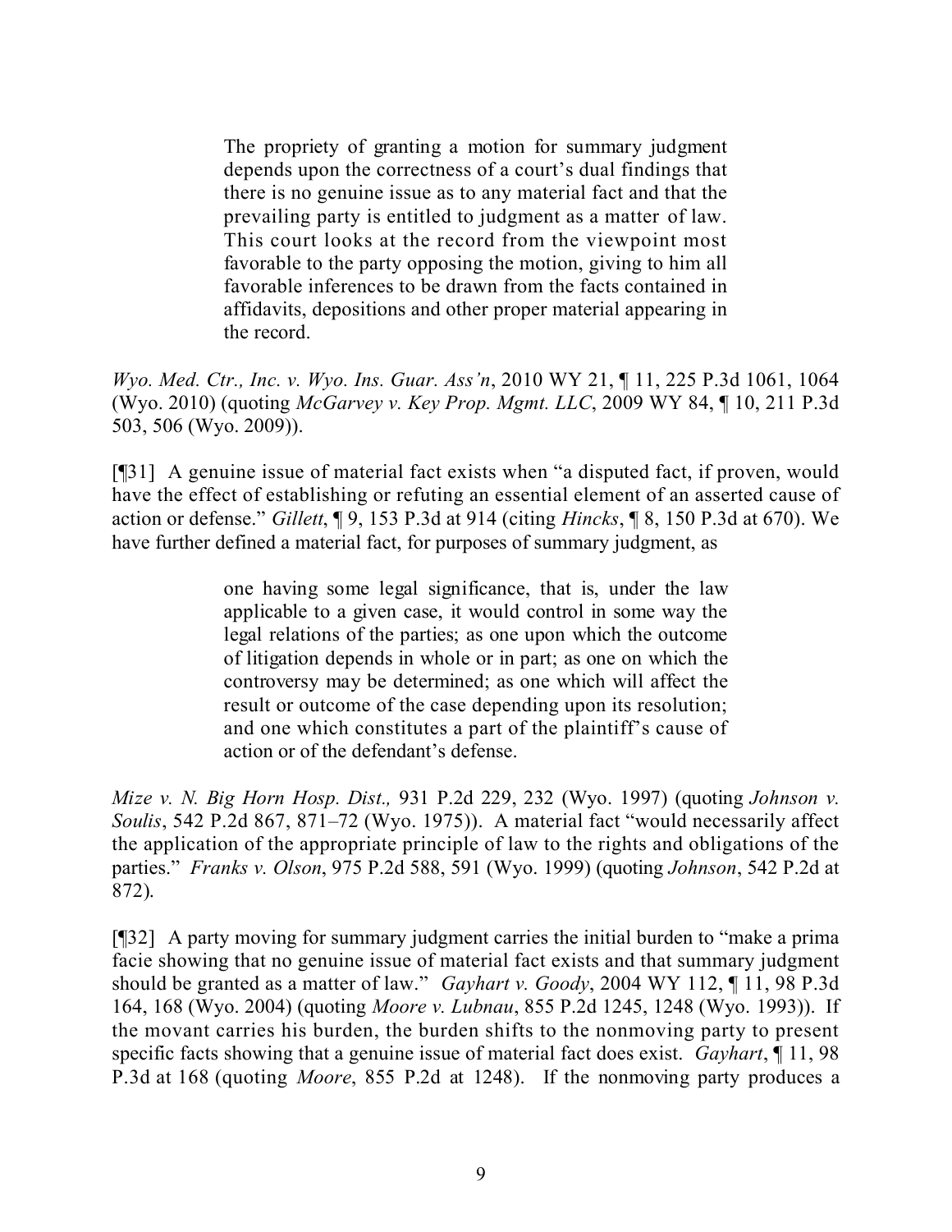> The propriety of granting a motion for summary judgment depends upon the correctness of a court's dual findings that there is no genuine issue as to any material fact and that the prevailing party is entitled to judgment as a matter of law. This court looks at the record from the viewpoint most favorable to the party opposing the motion, giving to him all favorable inferences to be drawn from the facts contained in affidavits, depositions and other proper material appearing in the record.

*Wyo. Med. Ctr., Inc. v. Wyo. Ins. Guar. Ass'n*, 2010 WY 21, ¶ 11, 225 P.3d 1061, 1064 (Wyo. 2010) (quoting *McGarvey v. Key Prop. Mgmt. LLC*, 2009 WY 84, ¶ 10, 211 P.3d 503, 506 (Wyo. 2009)).

[¶31] A genuine issue of material fact exists when "a disputed fact, if proven, would have the effect of establishing or refuting an essential element of an asserted cause of action or defense." *Gillett*, ¶ 9, 153 P.3d at 914 (citing *Hincks*, ¶ 8, 150 P.3d at 670). We have further defined a material fact, for purposes of summary judgment, as

> one having some legal significance, that is, under the law applicable to a given case, it would control in some way the legal relations of the parties; as one upon which the outcome of litigation depends in whole or in part; as one on which the controversy may be determined; as one which will affect the result or outcome of the case depending upon its resolution; and one which constitutes a part of the plaintiff's cause of action or of the defendant's defense.

*Mize v. N. Big Horn Hosp. Dist.,* 931 P.2d 229, 232 (Wyo. 1997) (quoting *Johnson v. Soulis*, 542 P.2d 867, 871–72 (Wyo. 1975)). A material fact "would necessarily affect the application of the appropriate principle of law to the rights and obligations of the parties." *Franks v. Olson*, 975 P.2d 588, 591 (Wyo. 1999) (quoting *Johnson*, 542 P.2d at 872).

[¶32] A party moving for summary judgment carries the initial burden to "make a prima facie showing that no genuine issue of material fact exists and that summary judgment should be granted as a matter of law." *Gayhart v. Goody*, 2004 WY 112, ¶ 11, 98 P.3d 164, 168 (Wyo. 2004) (quoting *Moore v. Lubnau*, 855 P.2d 1245, 1248 (Wyo. 1993)). If the movant carries his burden, the burden shifts to the nonmoving party to present specific facts showing that a genuine issue of material fact does exist. *Gayhart*, ¶ 11, 98 P.3d at 168 (quoting *Moore*, 855 P.2d at 1248). If the nonmoving party produces a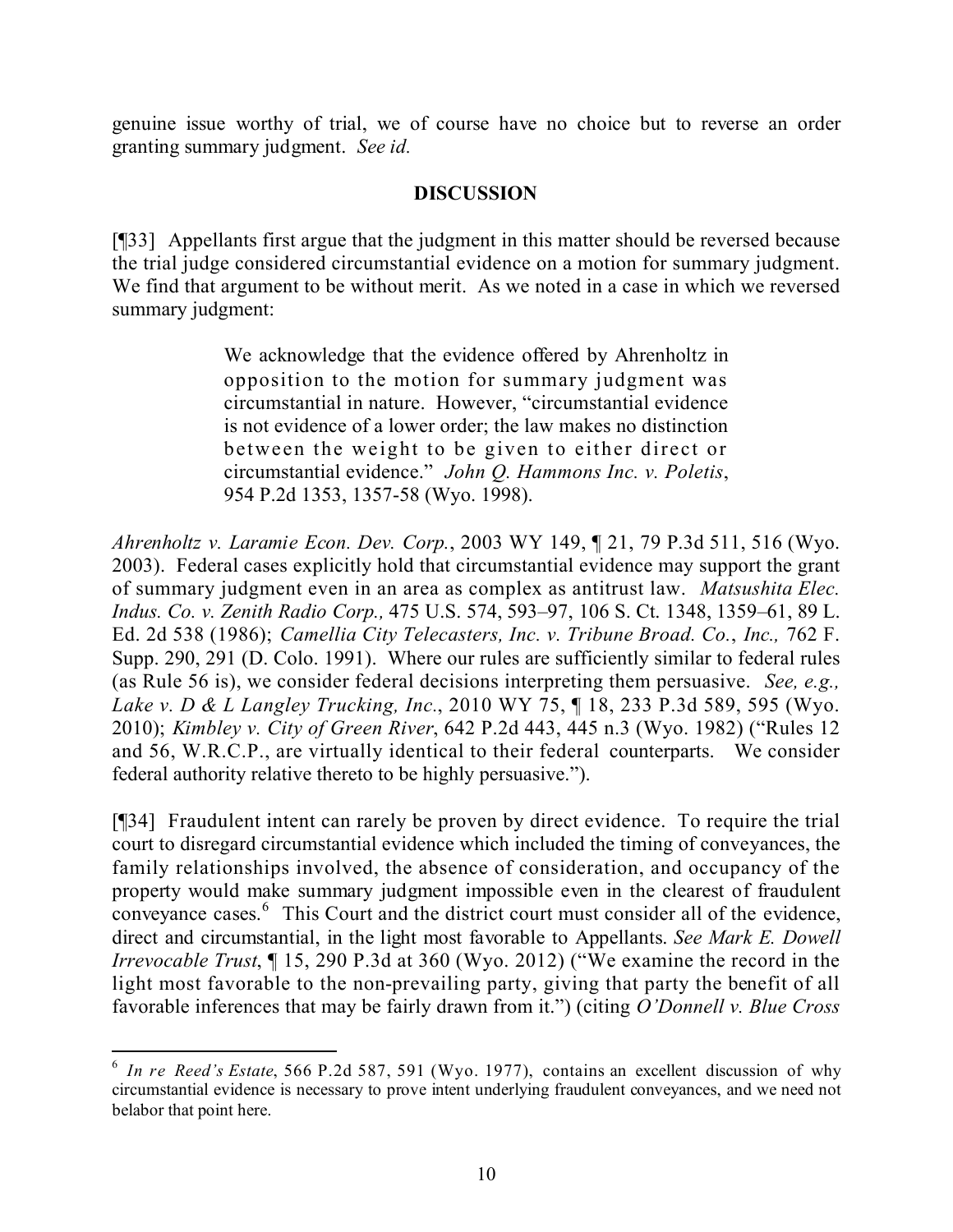genuine issue worthy of trial, we of course have no choice but to reverse an order granting summary judgment. *See id.*

## DISCUSSION

[¶33] Appellants first argue that the judgment in this matter should be reversed because the trial judge considered circumstantial evidence on a motion for summary judgment. We find that argument to be without merit. As we noted in a case in which we reversed summary judgment:

> We acknowledge that the evidence offered by Ahrenholtz in opposition to the motion for summary judgment was circumstantial in nature. However, "circumstantial evidence is not evidence of a lower order; the law makes no distinction between the weight to be given to either direct or circumstantial evidence." *John Q. Hammons Inc. v. Poletis*, 954 P.2d 1353, 1357-58 (Wyo. 1998).

*Ahrenholtz v. Laramie Econ. Dev. Corp.*, 2003 WY 149, ¶ 21, 79 P.3d 511, 516 (Wyo. 2003). Federal cases explicitly hold that circumstantial evidence may support the grant of summary judgment even in an area as complex as antitrust law. *Matsushita Elec. Indus. Co. v. Zenith Radio Corp.,* 475 U.S. 574, 593–97, 106 S. Ct. 1348, 1359–61, 89 L. Ed. 2d 538 (1986); *Camellia City Telecasters, Inc. v. Tribune Broad. Co., Inc.,* 762 F. Supp. 290, 291 (D. Colo. 1991). Where our rules are sufficiently similar to federal rules (as Rule 56 is), we consider federal decisions interpreting them persuasive. *See, e.g., Lake v. D & L Langley Trucking, Inc.*, 2010 WY 75, ¶ 18, 233 P.3d 589, 595 (Wyo. 2010); *Kimbley v. City of Green River*, 642 P.2d 443, 445 n.3 (Wyo. 1982) ("Rules 12 and 56, W.R.C.P., are virtually identical to their federal counterparts. We consider federal authority relative thereto to be highly persuasive.").

[¶34] Fraudulent intent can rarely be proven by direct evidence. To require the trial court to disregard circumstantial evidence which included the timing of conveyances, the family relationships involved, the absence of consideration, and occupancy of the property would make summary judgment impossible even in the clearest of fraudulent conveyance cases.[6] This Court and the district court must consider all of the evidence, direct and circumstantial, in the light most favorable to Appellants. *See Mark E. Dowell Irrevocable Trust*, ¶ 15, 290 P.3d at 360 (Wyo. 2012) ("We examine the record in the light most favorable to the non-prevailing party, giving that party the benefit of all favorable inferences that may be fairly drawn from it.") (citing *O'Donnell v. Blue Cross*

[6] *In re Reed's Estate*, 566 P.2d 587, 591 (Wyo. 1977), contains an excellent discussion of why circumstantial evidence is necessary to prove intent underlying fraudulent conveyances, and we need not belabor that point here.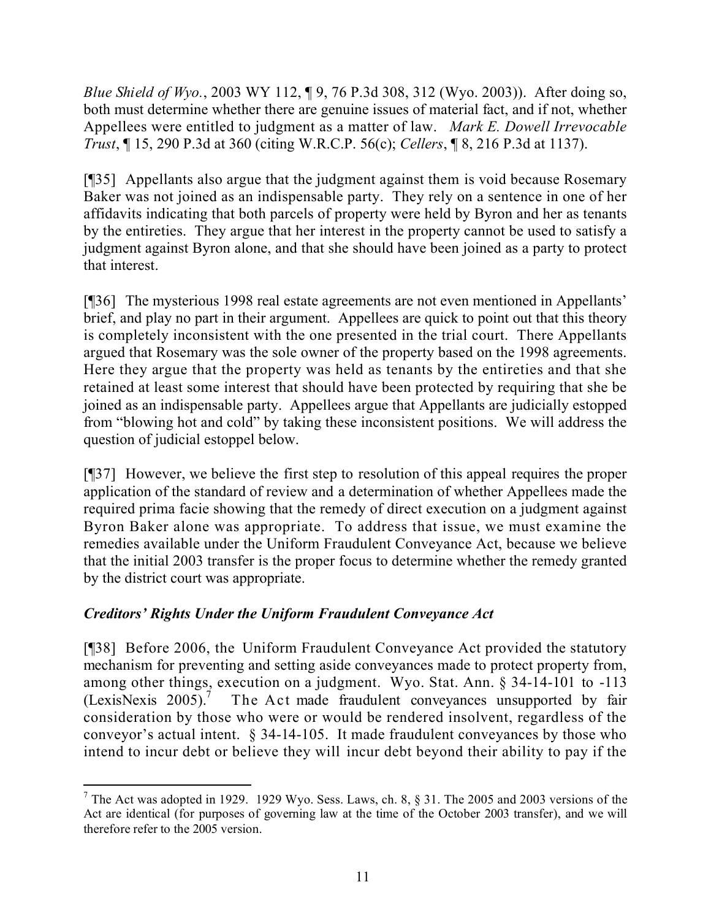*Blue Shield of Wyo.*, 2003 WY 112, ¶ 9, 76 P.3d 308, 312 (Wyo. 2003)). After doing so, both must determine whether there are genuine issues of material fact, and if not, whether Appellees were entitled to judgment as a matter of law. *Mark E. Dowell Irrevocable Trust*, ¶ 15, 290 P.3d at 360 (citing W.R.C.P. 56(c); *Cellers*, ¶ 8, 216 P.3d at 1137).

[¶35] Appellants also argue that the judgment against them is void because Rosemary Baker was not joined as an indispensable party. They rely on a sentence in one of her affidavits indicating that both parcels of property were held by Byron and her as tenants by the entireties. They argue that her interest in the property cannot be used to satisfy a judgment against Byron alone, and that she should have been joined as a party to protect that interest.

[¶36] The mysterious 1998 real estate agreements are not even mentioned in Appellants' brief, and play no part in their argument. Appellees are quick to point out that this theory is completely inconsistent with the one presented in the trial court. There Appellants argued that Rosemary was the sole owner of the property based on the 1998 agreements. Here they argue that the property was held as tenants by the entireties and that she retained at least some interest that should have been protected by requiring that she be joined as an indispensable party. Appellees argue that Appellants are judicially estopped from "blowing hot and cold" by taking these inconsistent positions. We will address the question of judicial estoppel below.

[¶37] However, we believe the first step to resolution of this appeal requires the proper application of the standard of review and a determination of whether Appellees made the required prima facie showing that the remedy of direct execution on a judgment against Byron Baker alone was appropriate. To address that issue, we must examine the remedies available under the Uniform Fraudulent Conveyance Act, because we believe that the initial 2003 transfer is the proper focus to determine whether the remedy granted by the district court was appropriate.

### *Creditors' Rights Under the Uniform Fraudulent Conveyance Act*

[¶38] Before 2006, the Uniform Fraudulent Conveyance Act provided the statutory mechanism for preventing and setting aside conveyances made to protect property from, among other things, execution on a judgment. Wyo. Stat. Ann. § 34-14-101 to -113 (LexisNexis 2005).[7] The Act made fraudulent conveyances unsupported by fair consideration by those who were or would be rendered insolvent, regardless of the conveyor's actual intent. § 34-14-105. It made fraudulent conveyances by those who intend to incur debt or believe they will incur debt beyond their ability to pay if the

---

[7] The Act was adopted in 1929. 1929 Wyo. Sess. Laws, ch. 8, § 31. The 2005 and 2003 versions of the Act are identical (for purposes of governing law at the time of the October 2003 transfer), and we will therefore refer to the 2005 version.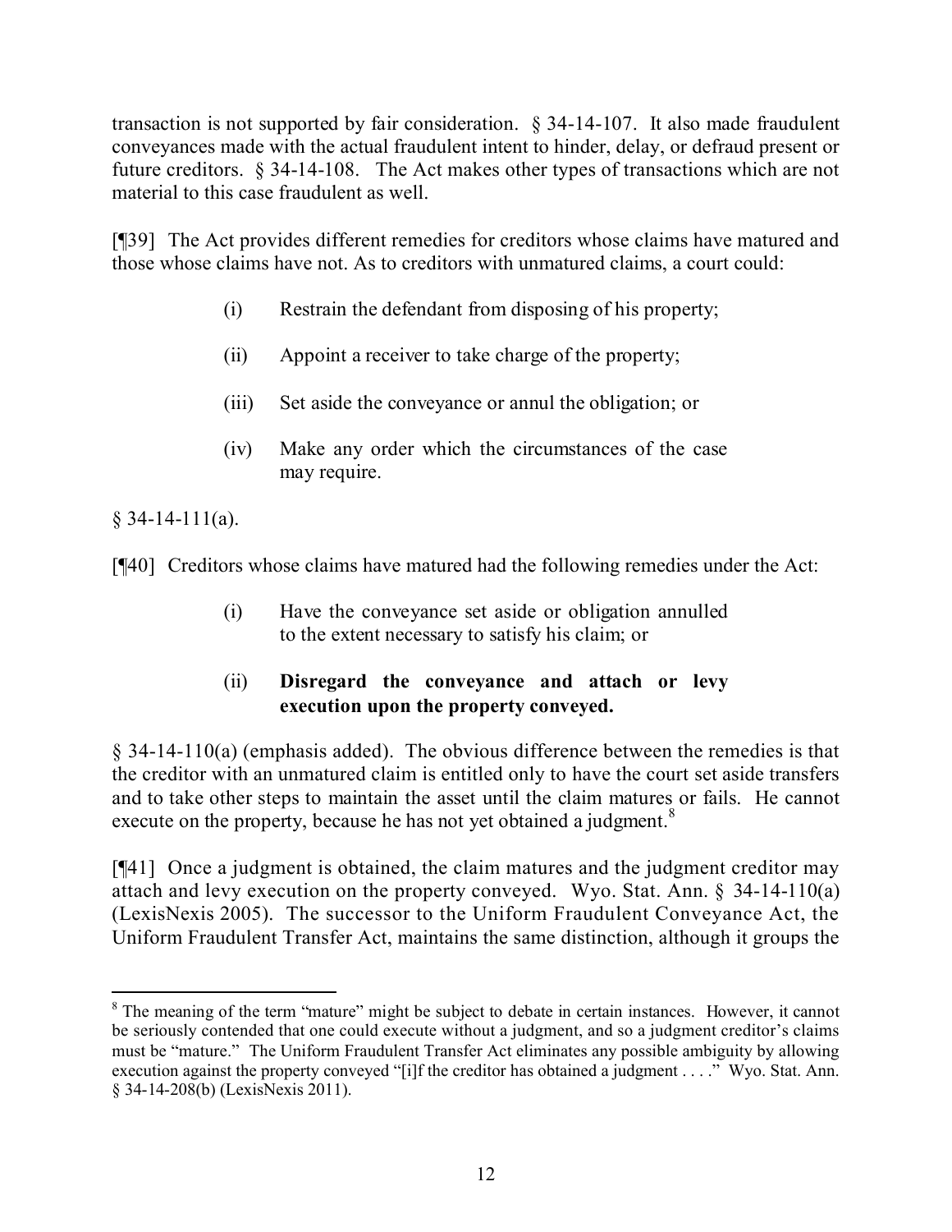transaction is not supported by fair consideration. § 34-14-107. It also made fraudulent conveyances made with the actual fraudulent intent to hinder, delay, or defraud present or future creditors. § 34-14-108. The Act makes other types of transactions which are not material to this case fraudulent as well.

[¶39] The Act provides different remedies for creditors whose claims have matured and those whose claims have not. As to creditors with unmatured claims, a court could:

> (i) Restrain the defendant from disposing of his property;
>
> (ii) Appoint a receiver to take charge of the property;
>
> (iii) Set aside the conveyance or annul the obligation; or
>
> (iv) Make any order which the circumstances of the case may require.

§ 34-14-111(a).

[¶40] Creditors whose claims have matured had the following remedies under the Act:

> (i) Have the conveyance set aside or obligation annulled to the extent necessary to satisfy his claim; or
>
> (ii) **Disregard the conveyance and attach or levy execution upon the property conveyed.**

§ 34-14-110(a) (emphasis added). The obvious difference between the remedies is that the creditor with an unmatured claim is entitled only to have the court set aside transfers and to take other steps to maintain the asset until the claim matures or fails. He cannot execute on the property, because he has not yet obtained a judgment.[8]

[¶41] Once a judgment is obtained, the claim matures and the judgment creditor may attach and levy execution on the property conveyed. Wyo. Stat. Ann. § 34-14-110(a) (LexisNexis 2005). The successor to the Uniform Fraudulent Conveyance Act, the Uniform Fraudulent Transfer Act, maintains the same distinction, although it groups the

---

[8] The meaning of the term "mature" might be subject to debate in certain instances. However, it cannot be seriously contended that one could execute without a judgment, and so a judgment creditor's claims must be "mature." The Uniform Fraudulent Transfer Act eliminates any possible ambiguity by allowing execution against the property conveyed "[i]f the creditor has obtained a judgment . . . ." Wyo. Stat. Ann. § 34-14-208(b) (LexisNexis 2011).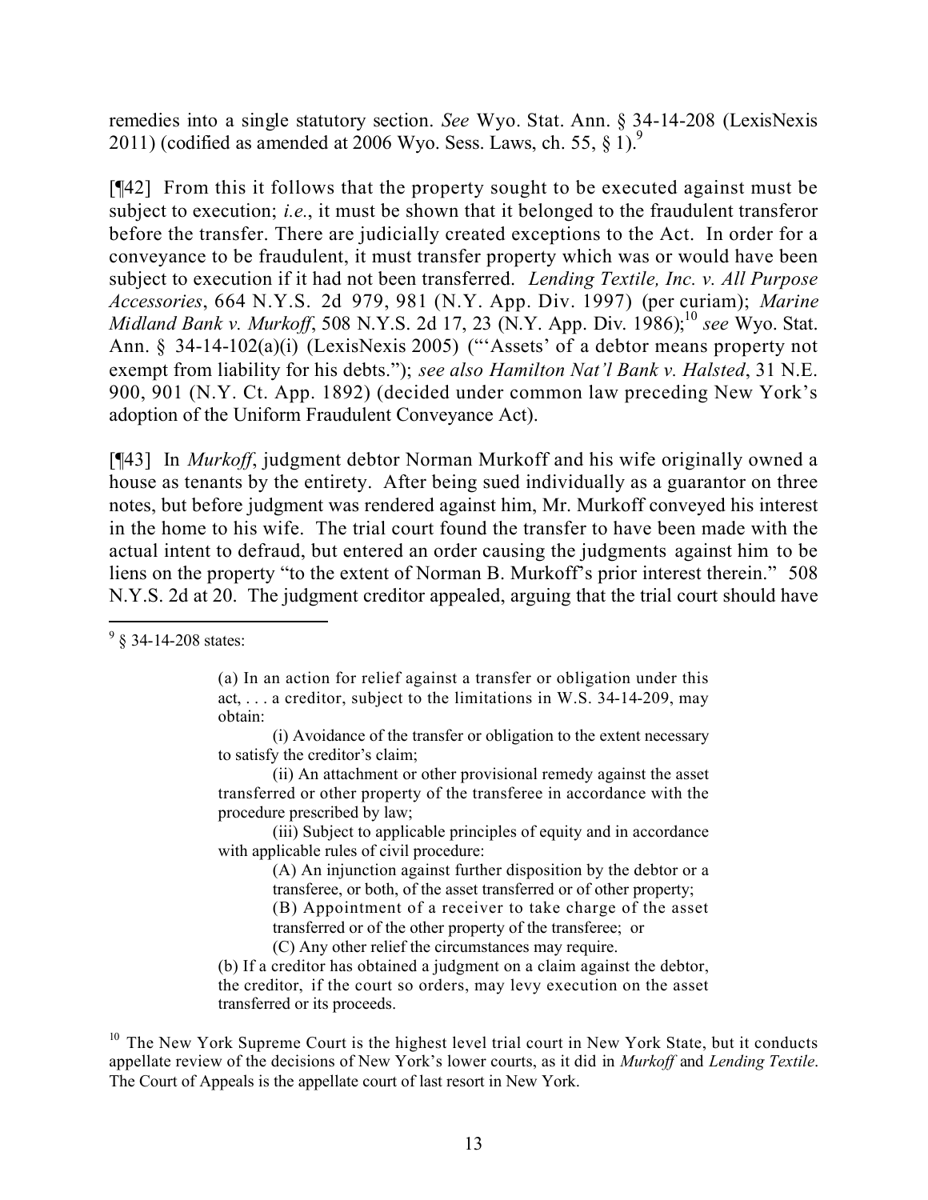remedies into a single statutory section. *See* Wyo. Stat. Ann. § 34-14-208 (LexisNexis 2011) (codified as amended at 2006 Wyo. Sess. Laws, ch. 55, § 1).[9]

[¶42] From this it follows that the property sought to be executed against must be subject to execution; *i.e.*, it must be shown that it belonged to the fraudulent transferor before the transfer. There are judicially created exceptions to the Act. In order for a conveyance to be fraudulent, it must transfer property which was or would have been subject to execution if it had not been transferred. *Lending Textile, Inc. v. All Purpose Accessories*, 664 N.Y.S. 2d 979, 981 (N.Y. App. Div. 1997) (per curiam); *Marine Midland Bank v. Murkoff*, 508 N.Y.S. 2d 17, 23 (N.Y. App. Div. 1986);[10] *see* Wyo. Stat. Ann. § 34-14-102(a)(i) (LexisNexis 2005) ("'Assets' of a debtor means property not exempt from liability for his debts."); *see also Hamilton Nat'l Bank v. Halsted*, 31 N.E. 900, 901 (N.Y. Ct. App. 1892) (decided under common law preceding New York's adoption of the Uniform Fraudulent Conveyance Act).

[¶43] In *Murkoff*, judgment debtor Norman Murkoff and his wife originally owned a house as tenants by the entirety. After being sued individually as a guarantor on three notes, but before judgment was rendered against him, Mr. Murkoff conveyed his interest in the home to his wife. The trial court found the transfer to have been made with the actual intent to defraud, but entered an order causing the judgments against him to be liens on the property "to the extent of Norman B. Murkoff's prior interest therein." 508 N.Y.S. 2d at 20. The judgment creditor appealed, arguing that the trial court should have

---

[9] § 34-14-208 states:

> (a) In an action for relief against a transfer or obligation under this act, . . . a creditor, subject to the limitations in W.S. 34-14-209, may obtain:
>
> (i) Avoidance of the transfer or obligation to the extent necessary to satisfy the creditor's claim;
>
> (ii) An attachment or other provisional remedy against the asset transferred or other property of the transferee in accordance with the procedure prescribed by law;
>
> (iii) Subject to applicable principles of equity and in accordance with applicable rules of civil procedure:
>
> (A) An injunction against further disposition by the debtor or a transferee, or both, of the asset transferred or of other property;
>
> (B) Appointment of a receiver to take charge of the asset transferred or of the other property of the transferee; or
>
> (C) Any other relief the circumstances may require.
>
> (b) If a creditor has obtained a judgment on a claim against the debtor, the creditor, if the court so orders, may levy execution on the asset transferred or its proceeds.

[10] The New York Supreme Court is the highest level trial court in New York State, but it conducts appellate review of the decisions of New York's lower courts, as it did in *Murkoff* and *Lending Textile*. The Court of Appeals is the appellate court of last resort in New York.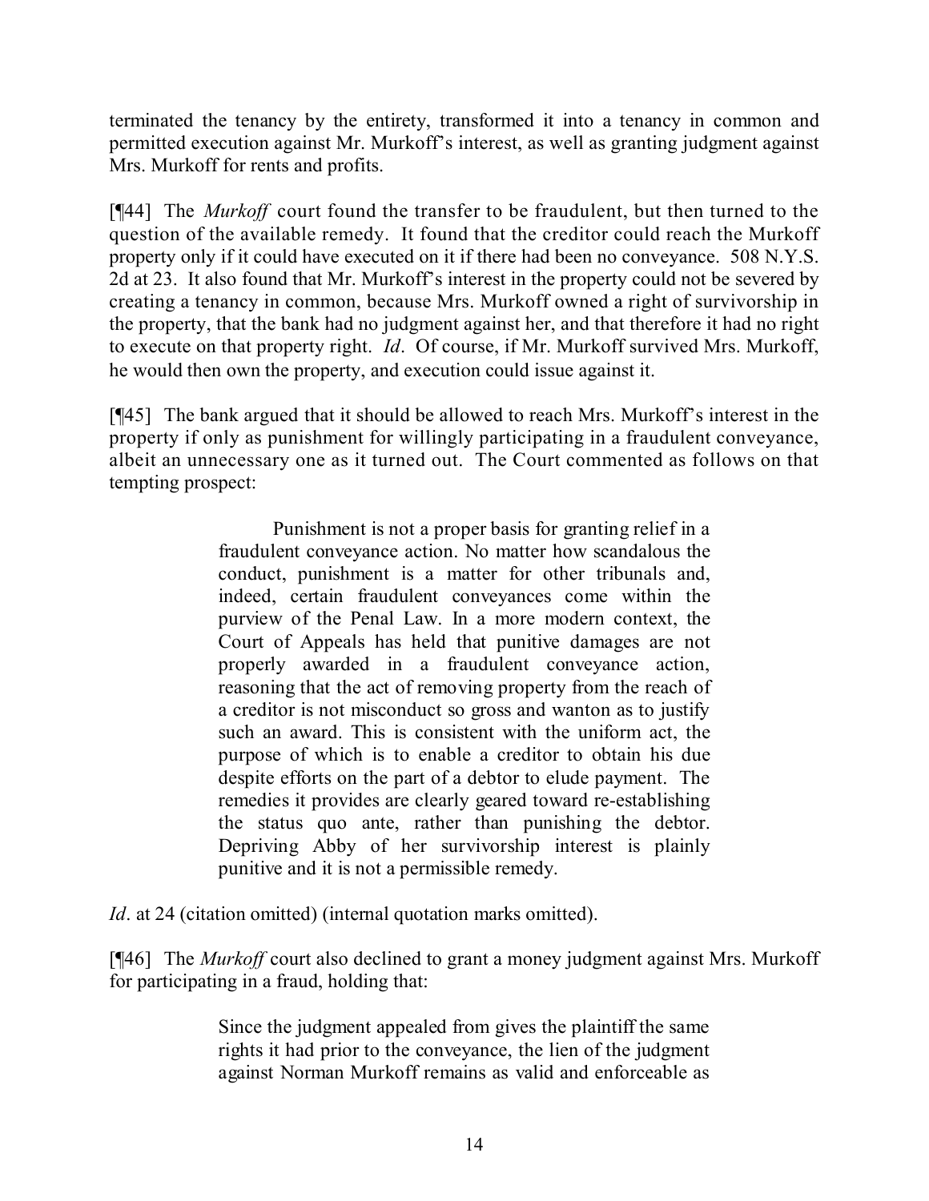terminated the tenancy by the entirety, transformed it into a tenancy in common and permitted execution against Mr. Murkoff's interest, as well as granting judgment against Mrs. Murkoff for rents and profits.

[¶44] The *Murkoff* court found the transfer to be fraudulent, but then turned to the question of the available remedy. It found that the creditor could reach the Murkoff property only if it could have executed on it if there had been no conveyance. 508 N.Y.S. 2d at 23. It also found that Mr. Murkoff's interest in the property could not be severed by creating a tenancy in common, because Mrs. Murkoff owned a right of survivorship in the property, that the bank had no judgment against her, and that therefore it had no right to execute on that property right. *Id*. Of course, if Mr. Murkoff survived Mrs. Murkoff, he would then own the property, and execution could issue against it.

[¶45] The bank argued that it should be allowed to reach Mrs. Murkoff's interest in the property if only as punishment for willingly participating in a fraudulent conveyance, albeit an unnecessary one as it turned out. The Court commented as follows on that tempting prospect:

> Punishment is not a proper basis for granting relief in a fraudulent conveyance action. No matter how scandalous the conduct, punishment is a matter for other tribunals and, indeed, certain fraudulent conveyances come within the purview of the Penal Law. In a more modern context, the Court of Appeals has held that punitive damages are not properly awarded in a fraudulent conveyance action, reasoning that the act of removing property from the reach of a creditor is not misconduct so gross and wanton as to justify such an award. This is consistent with the uniform act, the purpose of which is to enable a creditor to obtain his due despite efforts on the part of a debtor to elude payment. The remedies it provides are clearly geared toward re-establishing the status quo ante, rather than punishing the debtor. Depriving Abby of her survivorship interest is plainly punitive and it is not a permissible remedy.

*Id*. at 24 (citation omitted) (internal quotation marks omitted).

[¶46] The *Murkoff* court also declined to grant a money judgment against Mrs. Murkoff for participating in a fraud, holding that:

> Since the judgment appealed from gives the plaintiff the same rights it had prior to the conveyance, the lien of the judgment against Norman Murkoff remains as valid and enforceable as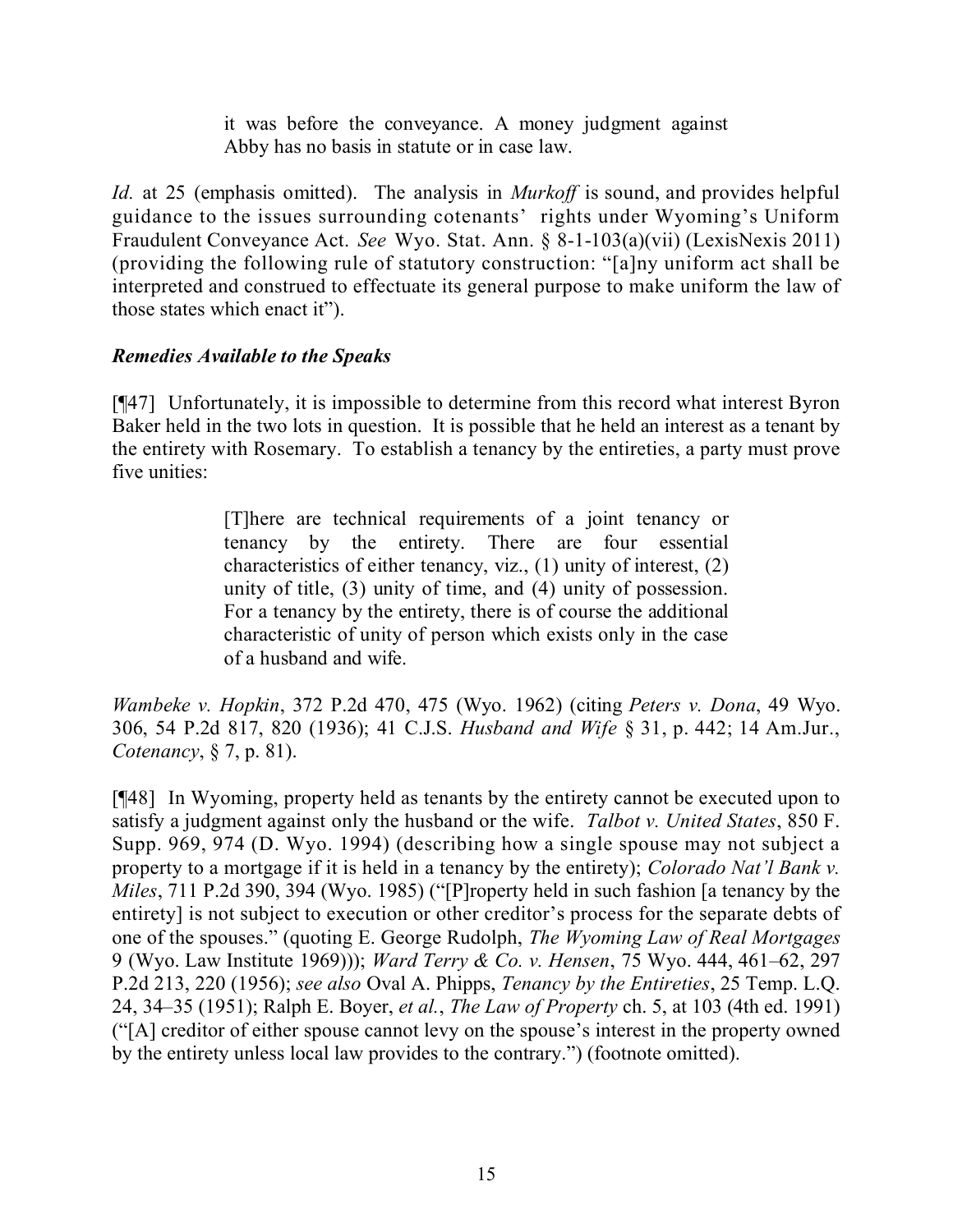> it was before the conveyance. A money judgment against Abby has no basis in statute or in case law.

*Id.* at 25 (emphasis omitted). The analysis in *Murkoff* is sound, and provides helpful guidance to the issues surrounding cotenants' rights under Wyoming's Uniform Fraudulent Conveyance Act. *See* Wyo. Stat. Ann. § 8-1-103(a)(vii) (LexisNexis 2011) (providing the following rule of statutory construction: "[a]ny uniform act shall be interpreted and construed to effectuate its general purpose to make uniform the law of those states which enact it").

***Remedies Available to the Speaks***

[¶47] Unfortunately, it is impossible to determine from this record what interest Byron Baker held in the two lots in question. It is possible that he held an interest as a tenant by the entirety with Rosemary. To establish a tenancy by the entireties, a party must prove five unities:

> [T]here are technical requirements of a joint tenancy or tenancy by the entirety. There are four essential characteristics of either tenancy, viz., (1) unity of interest, (2) unity of title, (3) unity of time, and (4) unity of possession. For a tenancy by the entirety, there is of course the additional characteristic of unity of person which exists only in the case of a husband and wife.

*Wambeke v. Hopkin*, 372 P.2d 470, 475 (Wyo. 1962) (citing *Peters v. Dona*, 49 Wyo. 306, 54 P.2d 817, 820 (1936); 41 C.J.S. *Husband and Wife* § 31, p. 442; 14 Am.Jur., *Cotenancy*, § 7, p. 81).

[¶48] In Wyoming, property held as tenants by the entirety cannot be executed upon to satisfy a judgment against only the husband or the wife. *Talbot v. United States*, 850 F. Supp. 969, 974 (D. Wyo. 1994) (describing how a single spouse may not subject a property to a mortgage if it is held in a tenancy by the entirety); *Colorado Nat'l Bank v. Miles*, 711 P.2d 390, 394 (Wyo. 1985) ("[P]roperty held in such fashion [a tenancy by the entirety] is not subject to execution or other creditor's process for the separate debts of one of the spouses." (quoting E. George Rudolph, *The Wyoming Law of Real Mortgages* 9 (Wyo. Law Institute 1969))); *Ward Terry & Co. v. Hensen*, 75 Wyo. 444, 461–62, 297 P.2d 213, 220 (1956); *see also* Oval A. Phipps, *Tenancy by the Entireties*, 25 Temp. L.Q. 24, 34–35 (1951); Ralph E. Boyer, *et al.*, *The Law of Property* ch. 5, at 103 (4th ed. 1991) ("[A] creditor of either spouse cannot levy on the spouse's interest in the property owned by the entirety unless local law provides to the contrary.") (footnote omitted).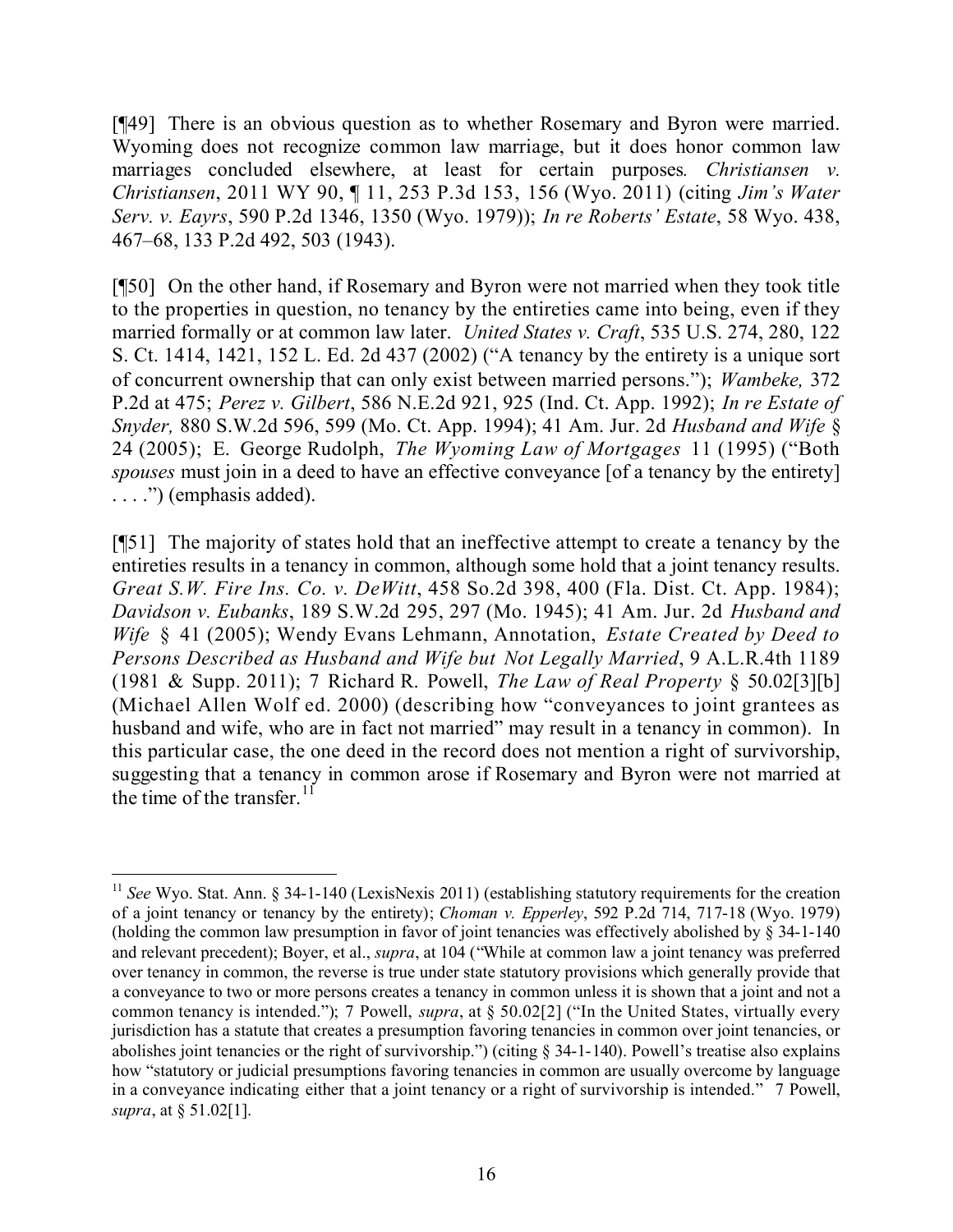[¶49] There is an obvious question as to whether Rosemary and Byron were married. Wyoming does not recognize common law marriage, but it does honor common law marriages concluded elsewhere, at least for certain purposes. *Christiansen v. Christiansen*, 2011 WY 90, ¶ 11, 253 P.3d 153, 156 (Wyo. 2011) (citing *Jim's Water Serv. v. Eayrs*, 590 P.2d 1346, 1350 (Wyo. 1979)); *In re Roberts' Estate*, 58 Wyo. 438, 467–68, 133 P.2d 492, 503 (1943).

[¶50] On the other hand, if Rosemary and Byron were not married when they took title to the properties in question, no tenancy by the entireties came into being, even if they married formally or at common law later. *United States v. Craft*, 535 U.S. 274, 280, 122 S. Ct. 1414, 1421, 152 L. Ed. 2d 437 (2002) ("A tenancy by the entirety is a unique sort of concurrent ownership that can only exist between married persons."); *Wambeke,* 372 P.2d at 475; *Perez v. Gilbert*, 586 N.E.2d 921, 925 (Ind. Ct. App. 1992); *In re Estate of Snyder,* 880 S.W.2d 596, 599 (Mo. Ct. App. 1994); 41 Am. Jur. 2d *Husband and Wife* § 24 (2005); E. George Rudolph, *The Wyoming Law of Mortgages* 11 (1995) ("Both *spouses* must join in a deed to have an effective conveyance [of a tenancy by the entirety] . . . .") (emphasis added).

[¶51] The majority of states hold that an ineffective attempt to create a tenancy by the entireties results in a tenancy in common, although some hold that a joint tenancy results. *Great S.W. Fire Ins. Co. v. DeWitt*, 458 So.2d 398, 400 (Fla. Dist. Ct. App. 1984); *Davidson v. Eubanks*, 189 S.W.2d 295, 297 (Mo. 1945); 41 Am. Jur. 2d *Husband and Wife* § 41 (2005); Wendy Evans Lehmann, Annotation, *Estate Created by Deed to Persons Described as Husband and Wife but Not Legally Married*, 9 A.L.R.4th 1189 (1981 & Supp. 2011); 7 Richard R. Powell, *The Law of Real Property* § 50.02[3][b] (Michael Allen Wolf ed. 2000) (describing how "conveyances to joint grantees as husband and wife, who are in fact not married" may result in a tenancy in common). In this particular case, the one deed in the record does not mention a right of survivorship, suggesting that a tenancy in common arose if Rosemary and Byron were not married at the time of the transfer.[11]

---

[11] *See* Wyo. Stat. Ann. § 34-1-140 (LexisNexis 2011) (establishing statutory requirements for the creation of a joint tenancy or tenancy by the entirety); *Choman v. Epperley*, 592 P.2d 714, 717-18 (Wyo. 1979) (holding the common law presumption in favor of joint tenancies was effectively abolished by § 34-1-140 and relevant precedent); Boyer, et al., *supra*, at 104 ("While at common law a joint tenancy was preferred over tenancy in common, the reverse is true under state statutory provisions which generally provide that a conveyance to two or more persons creates a tenancy in common unless it is shown that a joint and not a common tenancy is intended."); 7 Powell, *supra*, at § 50.02[2] ("In the United States, virtually every jurisdiction has a statute that creates a presumption favoring tenancies in common over joint tenancies, or abolishes joint tenancies or the right of survivorship.") (citing § 34-1-140). Powell's treatise also explains how "statutory or judicial presumptions favoring tenancies in common are usually overcome by language in a conveyance indicating either that a joint tenancy or a right of survivorship is intended." 7 Powell, *supra*, at § 51.02[1].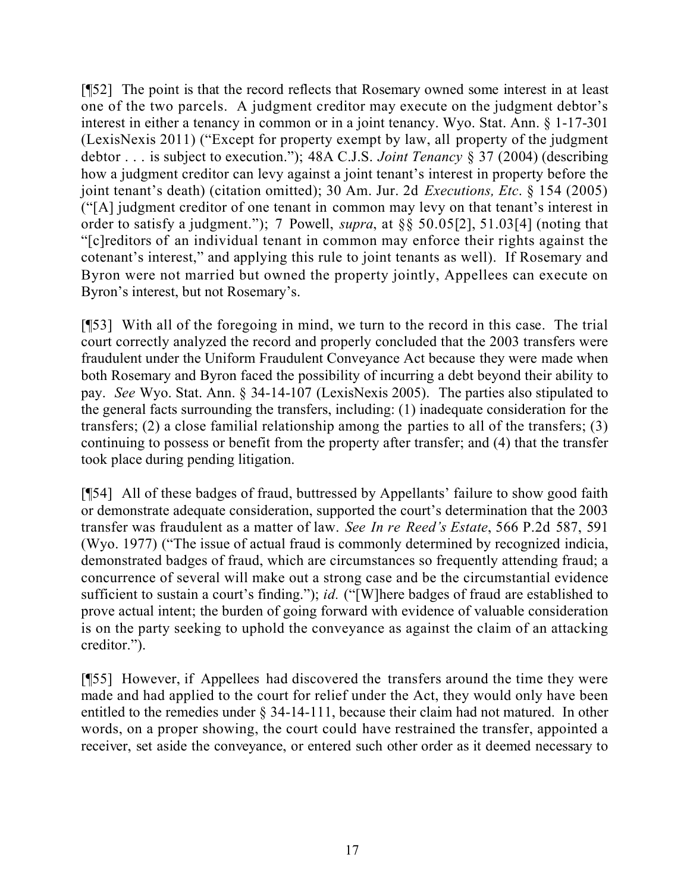[¶52] The point is that the record reflects that Rosemary owned some interest in at least one of the two parcels. A judgment creditor may execute on the judgment debtor's interest in either a tenancy in common or in a joint tenancy. Wyo. Stat. Ann. § 1-17-301 (LexisNexis 2011) ("Except for property exempt by law, all property of the judgment debtor . . . is subject to execution."); 48A C.J.S. *Joint Tenancy* § 37 (2004) (describing how a judgment creditor can levy against a joint tenant's interest in property before the joint tenant's death) (citation omitted); 30 Am. Jur. 2d *Executions, Etc*. § 154 (2005) ("[A] judgment creditor of one tenant in common may levy on that tenant's interest in order to satisfy a judgment."); 7 Powell, *supra*, at §§ 50.05[2], 51.03[4] (noting that "[c]reditors of an individual tenant in common may enforce their rights against the cotenant's interest," and applying this rule to joint tenants as well). If Rosemary and Byron were not married but owned the property jointly, Appellees can execute on Byron's interest, but not Rosemary's.

[¶53] With all of the foregoing in mind, we turn to the record in this case. The trial court correctly analyzed the record and properly concluded that the 2003 transfers were fraudulent under the Uniform Fraudulent Conveyance Act because they were made when both Rosemary and Byron faced the possibility of incurring a debt beyond their ability to pay. *See* Wyo. Stat. Ann. § 34-14-107 (LexisNexis 2005). The parties also stipulated to the general facts surrounding the transfers, including: (1) inadequate consideration for the transfers; (2) a close familial relationship among the parties to all of the transfers; (3) continuing to possess or benefit from the property after transfer; and (4) that the transfer took place during pending litigation.

[¶54] All of these badges of fraud, buttressed by Appellants' failure to show good faith or demonstrate adequate consideration, supported the court's determination that the 2003 transfer was fraudulent as a matter of law. *See In re Reed's Estate*, 566 P.2d 587, 591 (Wyo. 1977) ("The issue of actual fraud is commonly determined by recognized indicia, demonstrated badges of fraud, which are circumstances so frequently attending fraud; a concurrence of several will make out a strong case and be the circumstantial evidence sufficient to sustain a court's finding."); *id.* ("[W]here badges of fraud are established to prove actual intent; the burden of going forward with evidence of valuable consideration is on the party seeking to uphold the conveyance as against the claim of an attacking creditor.").

[¶55] However, if Appellees had discovered the transfers around the time they were made and had applied to the court for relief under the Act, they would only have been entitled to the remedies under § 34-14-111, because their claim had not matured. In other words, on a proper showing, the court could have restrained the transfer, appointed a receiver, set aside the conveyance, or entered such other order as it deemed necessary to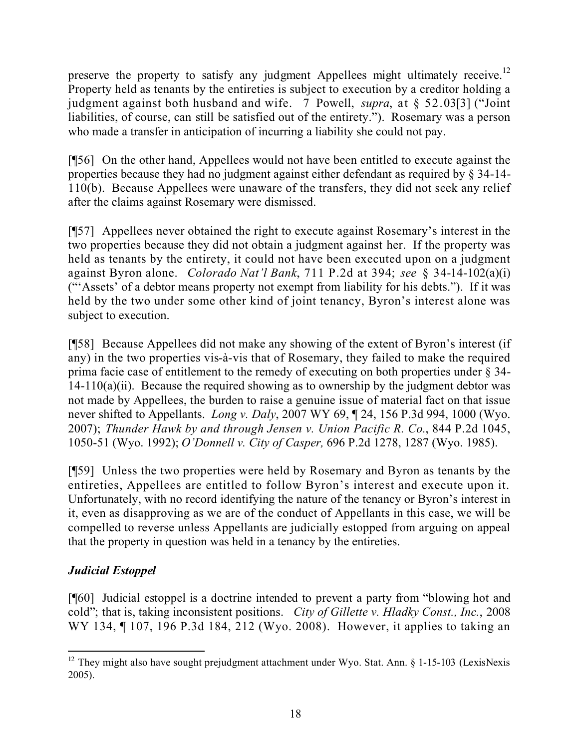preserve the property to satisfy any judgment Appellees might ultimately receive.[12] Property held as tenants by the entireties is subject to execution by a creditor holding a judgment against both husband and wife. 7 Powell, *supra*, at § 52.03[3] ("Joint liabilities, of course, can still be satisfied out of the entirety."). Rosemary was a person who made a transfer in anticipation of incurring a liability she could not pay.

[¶56] On the other hand, Appellees would not have been entitled to execute against the properties because they had no judgment against either defendant as required by § 34-14-110(b). Because Appellees were unaware of the transfers, they did not seek any relief after the claims against Rosemary were dismissed.

[¶57] Appellees never obtained the right to execute against Rosemary's interest in the two properties because they did not obtain a judgment against her. If the property was held as tenants by the entirety, it could not have been executed upon on a judgment against Byron alone. *Colorado Nat'l Bank*, 711 P.2d at 394; *see* § 34-14-102(a)(i) ("'Assets' of a debtor means property not exempt from liability for his debts."). If it was held by the two under some other kind of joint tenancy, Byron's interest alone was subject to execution.

[¶58] Because Appellees did not make any showing of the extent of Byron's interest (if any) in the two properties vis-à-vis that of Rosemary, they failed to make the required prima facie case of entitlement to the remedy of executing on both properties under § 34-14-110(a)(ii). Because the required showing as to ownership by the judgment debtor was not made by Appellees, the burden to raise a genuine issue of material fact on that issue never shifted to Appellants. *Long v. Daly*, 2007 WY 69, ¶ 24, 156 P.3d 994, 1000 (Wyo. 2007); *Thunder Hawk by and through Jensen v. Union Pacific R. Co.*, 844 P.2d 1045, 1050-51 (Wyo. 1992); *O'Donnell v. City of Casper,* 696 P.2d 1278, 1287 (Wyo. 1985).

[¶59] Unless the two properties were held by Rosemary and Byron as tenants by the entireties, Appellees are entitled to follow Byron's interest and execute upon it. Unfortunately, with no record identifying the nature of the tenancy or Byron's interest in it, even as disapproving as we are of the conduct of Appellants in this case, we will be compelled to reverse unless Appellants are judicially estopped from arguing on appeal that the property in question was held in a tenancy by the entireties.

### *Judicial Estoppel*

[¶60] Judicial estoppel is a doctrine intended to prevent a party from "blowing hot and cold"; that is, taking inconsistent positions. *City of Gillette v. Hladky Const., Inc.*, 2008 WY 134, ¶ 107, 196 P.3d 184, 212 (Wyo. 2008). However, it applies to taking an

---

[12] They might also have sought prejudgment attachment under Wyo. Stat. Ann. § 1-15-103 (LexisNexis 2005).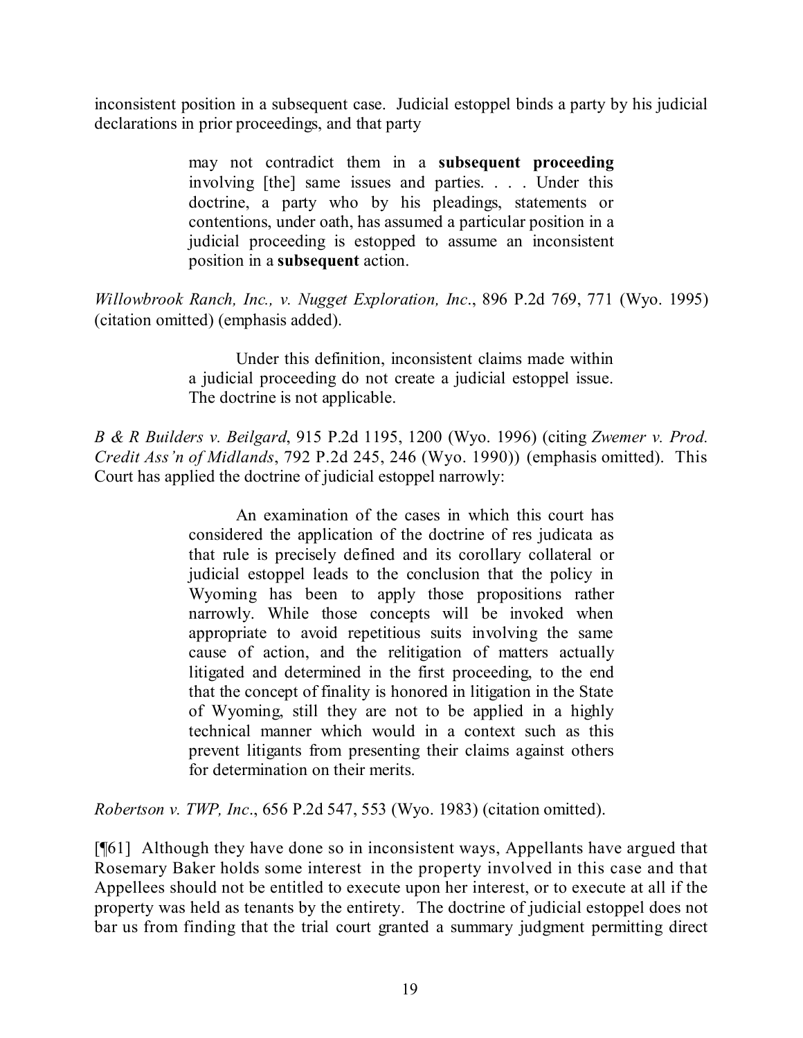inconsistent position in a subsequent case. Judicial estoppel binds a party by his judicial declarations in prior proceedings, and that party

> may not contradict them in a **subsequent proceeding** involving [the] same issues and parties. . . . Under this doctrine, a party who by his pleadings, statements or contentions, under oath, has assumed a particular position in a judicial proceeding is estopped to assume an inconsistent position in a **subsequent** action.

*Willowbrook Ranch, Inc., v. Nugget Exploration, Inc.*, 896 P.2d 769, 771 (Wyo. 1995) (citation omitted) (emphasis added).

> Under this definition, inconsistent claims made within a judicial proceeding do not create a judicial estoppel issue. The doctrine is not applicable.

*B & R Builders v. Beilgard*, 915 P.2d 1195, 1200 (Wyo. 1996) (citing *Zwemer v. Prod. Credit Ass'n of Midlands*, 792 P.2d 245, 246 (Wyo. 1990)) (emphasis omitted). This Court has applied the doctrine of judicial estoppel narrowly:

> An examination of the cases in which this court has considered the application of the doctrine of res judicata as that rule is precisely defined and its corollary collateral or judicial estoppel leads to the conclusion that the policy in Wyoming has been to apply those propositions rather narrowly. While those concepts will be invoked when appropriate to avoid repetitious suits involving the same cause of action, and the relitigation of matters actually litigated and determined in the first proceeding, to the end that the concept of finality is honored in litigation in the State of Wyoming, still they are not to be applied in a highly technical manner which would in a context such as this prevent litigants from presenting their claims against others for determination on their merits.

*Robertson v. TWP, Inc*., 656 P.2d 547, 553 (Wyo. 1983) (citation omitted).

[¶61] Although they have done so in inconsistent ways, Appellants have argued that Rosemary Baker holds some interest in the property involved in this case and that Appellees should not be entitled to execute upon her interest, or to execute at all if the property was held as tenants by the entirety. The doctrine of judicial estoppel does not bar us from finding that the trial court granted a summary judgment permitting direct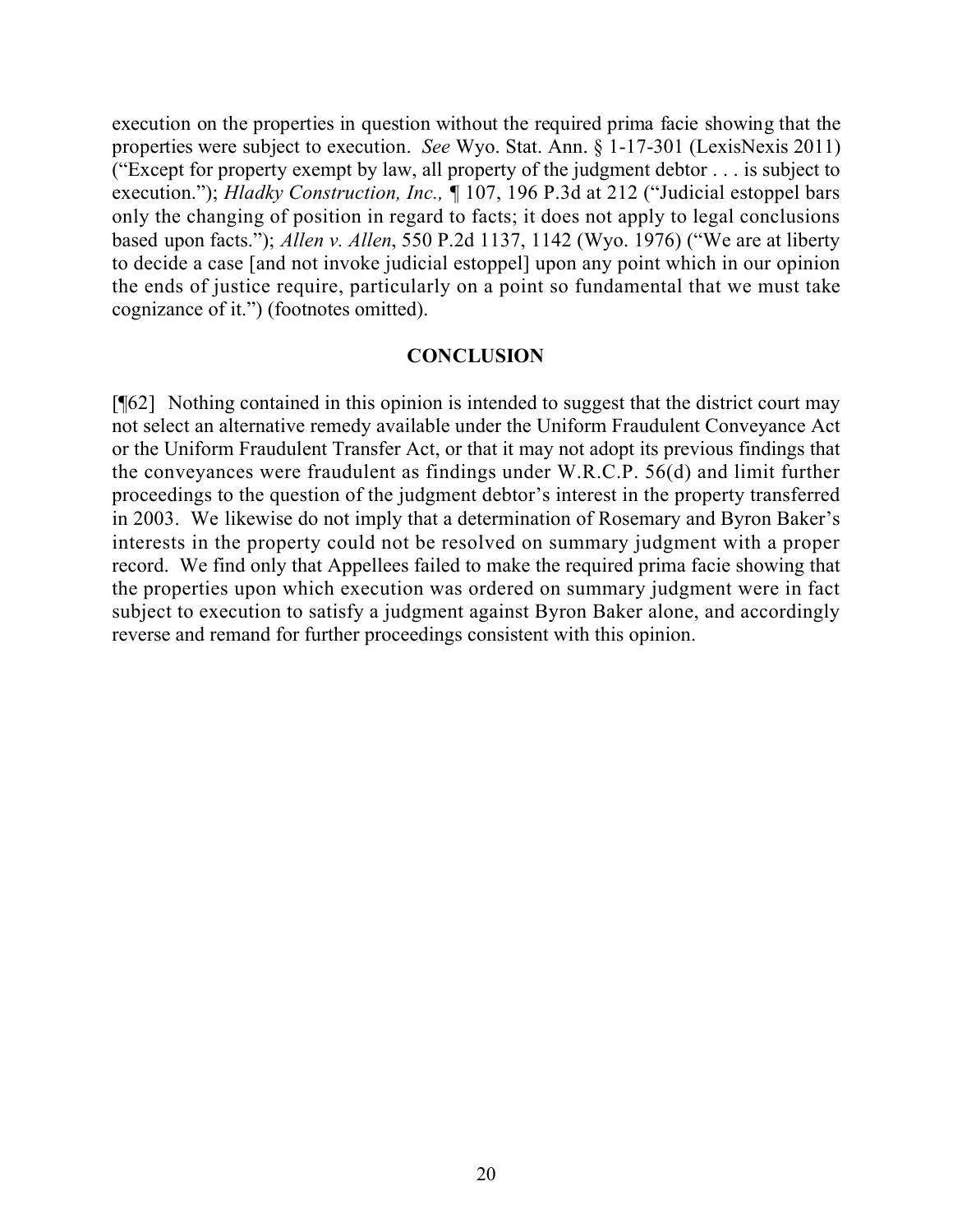execution on the properties in question without the required prima facie showing that the properties were subject to execution. *See* Wyo. Stat. Ann. § 1-17-301 (LexisNexis 2011) ("Except for property exempt by law, all property of the judgment debtor . . . is subject to execution."); *Hladky Construction, Inc.,* ¶ 107, 196 P.3d at 212 ("Judicial estoppel bars only the changing of position in regard to facts; it does not apply to legal conclusions based upon facts."); *Allen v. Allen*, 550 P.2d 1137, 1142 (Wyo. 1976) ("We are at liberty to decide a case [and not invoke judicial estoppel] upon any point which in our opinion the ends of justice require, particularly on a point so fundamental that we must take cognizance of it.") (footnotes omitted).

## CONCLUSION

[¶62] Nothing contained in this opinion is intended to suggest that the district court may not select an alternative remedy available under the Uniform Fraudulent Conveyance Act or the Uniform Fraudulent Transfer Act, or that it may not adopt its previous findings that the conveyances were fraudulent as findings under W.R.C.P. 56(d) and limit further proceedings to the question of the judgment debtor's interest in the property transferred in 2003. We likewise do not imply that a determination of Rosemary and Byron Baker's interests in the property could not be resolved on summary judgment with a proper record. We find only that Appellees failed to make the required prima facie showing that the properties upon which execution was ordered on summary judgment were in fact subject to execution to satisfy a judgment against Byron Baker alone, and accordingly reverse and remand for further proceedings consistent with this opinion.